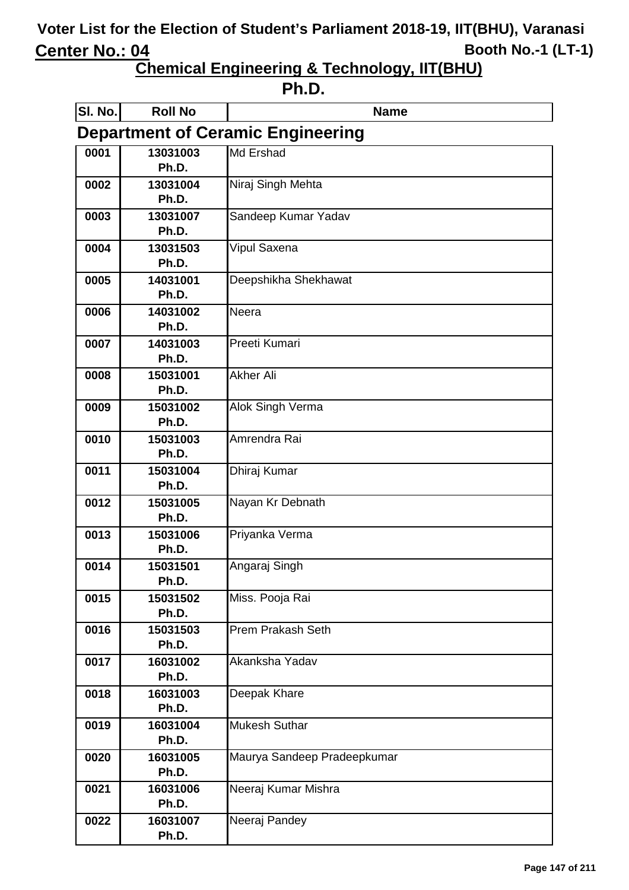# Voter List for the Election of Student's Parliament 2018-19, IIT(BHU), Varanasi

**Center No.: 04** | **Booth No.-1 (LT-1)**

## Chemical Engineering & Technology, IIT(BHU)

## Ph.D.

### Department of Ceramic Engineering

| Sl. No. | Roll No | Name |
|---|---|---|
| 0001 | 13031003 Ph.D. | Md Ershad |
| 0002 | 13031004 Ph.D. | Niraj Singh Mehta |
| 0003 | 13031007 Ph.D. | Sandeep Kumar Yadav |
| 0004 | 13031503 Ph.D. | Vipul Saxena |
| 0005 | 14031001 Ph.D. | Deepshikha Shekhawat |
| 0006 | 14031002 Ph.D. | Neera |
| 0007 | 14031003 Ph.D. | Preeti Kumari |
| 0008 | 15031001 Ph.D. | Akher Ali |
| 0009 | 15031002 Ph.D. | Alok Singh Verma |
| 0010 | 15031003 Ph.D. | Amrendra Rai |
| 0011 | 15031004 Ph.D. | Dhiraj Kumar |
| 0012 | 15031005 Ph.D. | Nayan Kr Debnath |
| 0013 | 15031006 Ph.D. | Priyanka Verma |
| 0014 | 15031501 Ph.D. | Angaraj Singh |
| 0015 | 15031502 Ph.D. | Miss. Pooja Rai |
| 0016 | 15031503 Ph.D. | Prem Prakash Seth |
| 0017 | 16031002 Ph.D. | Akanksha Yadav |
| 0018 | 16031003 Ph.D. | Deepak Khare |
| 0019 | 16031004 Ph.D. | Mukesh Suthar |
| 0020 | 16031005 Ph.D. | Maurya Sandeep Pradeepkumar |
| 0021 | 16031006 Ph.D. | Neeraj Kumar Mishra |
| 0022 | 16031007 Ph.D. | Neeraj Pandey |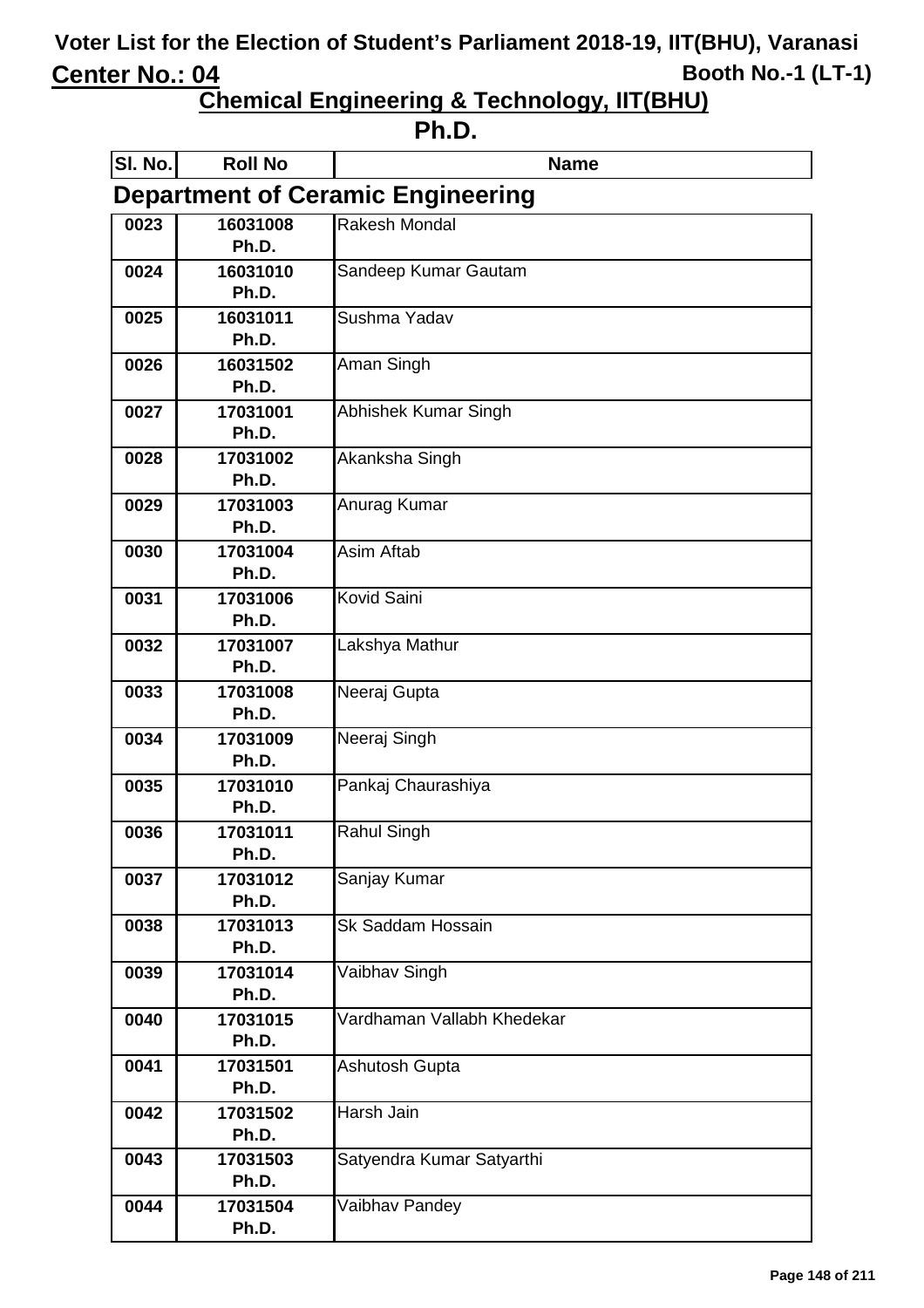# Voter List for the Election of Student's Parliament 2018-19, IIT(BHU), Varanasi

**Center No.: 04** **Booth No.-1 (LT-1)**

## Chemical Engineering & Technology, IIT(BHU)

## Ph.D.

| Sl. No. | Roll No | Name |
|---|---|---|

### Department of Ceramic Engineering

| Sl. No. | Roll No | Name |
|---|---|---|
| 0023 | 16031008 Ph.D. | Rakesh Mondal |
| 0024 | 16031010 Ph.D. | Sandeep Kumar Gautam |
| 0025 | 16031011 Ph.D. | Sushma Yadav |
| 0026 | 16031502 Ph.D. | Aman Singh |
| 0027 | 17031001 Ph.D. | Abhishek Kumar Singh |
| 0028 | 17031002 Ph.D. | Akanksha Singh |
| 0029 | 17031003 Ph.D. | Anurag Kumar |
| 0030 | 17031004 Ph.D. | Asim Aftab |
| 0031 | 17031006 Ph.D. | Kovid Saini |
| 0032 | 17031007 Ph.D. | Lakshya Mathur |
| 0033 | 17031008 Ph.D. | Neeraj Gupta |
| 0034 | 17031009 Ph.D. | Neeraj Singh |
| 0035 | 17031010 Ph.D. | Pankaj Chaurashiya |
| 0036 | 17031011 Ph.D. | Rahul Singh |
| 0037 | 17031012 Ph.D. | Sanjay Kumar |
| 0038 | 17031013 Ph.D. | Sk Saddam Hossain |
| 0039 | 17031014 Ph.D. | Vaibhav Singh |
| 0040 | 17031015 Ph.D. | Vardhaman Vallabh Khedekar |
| 0041 | 17031501 Ph.D. | Ashutosh Gupta |
| 0042 | 17031502 Ph.D. | Harsh Jain |
| 0043 | 17031503 Ph.D. | Satyendra Kumar Satyarthi |
| 0044 | 17031504 Ph.D. | Vaibhav Pandey |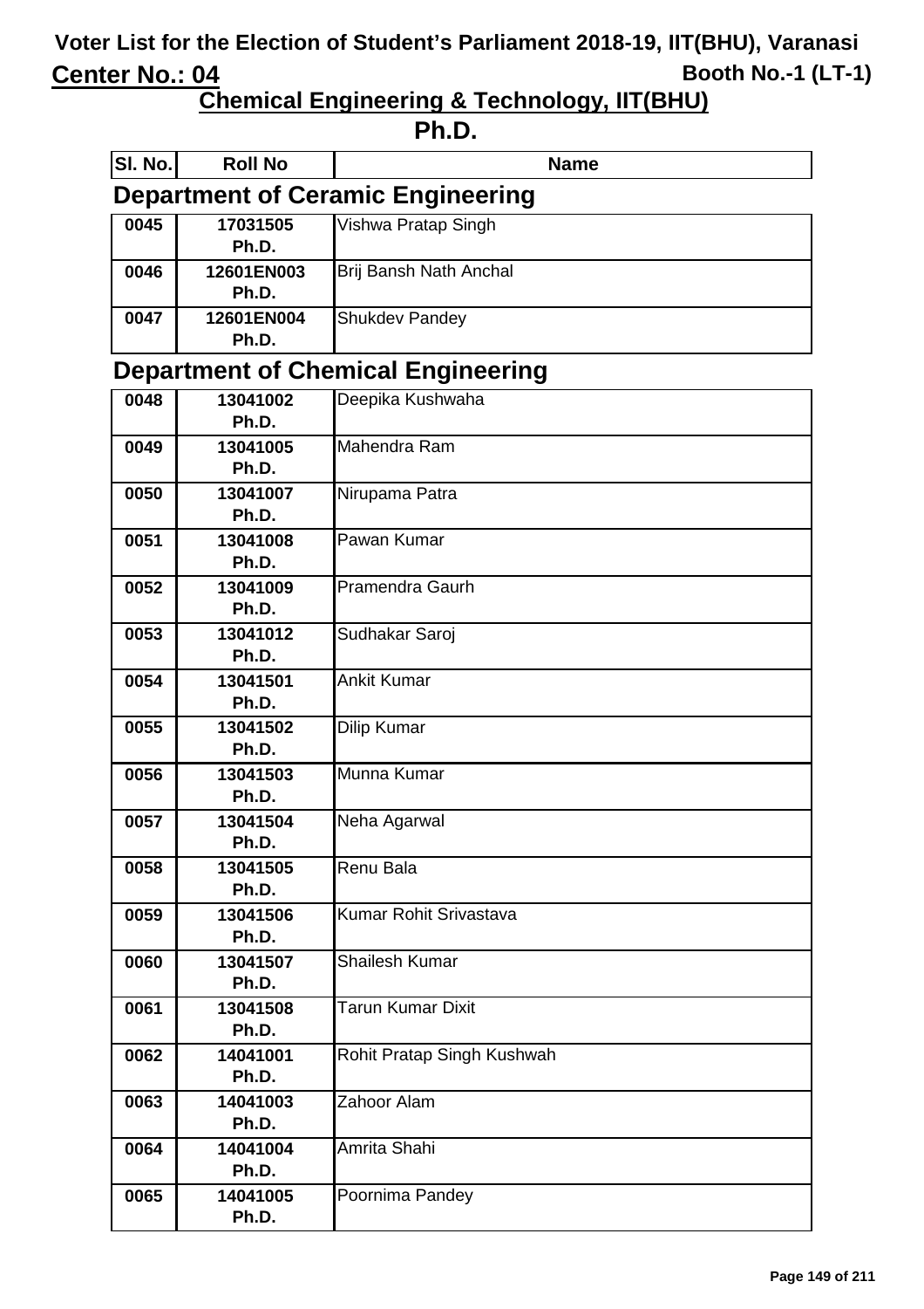# Voter List for the Election of Student's Parliament 2018-19, IIT(BHU), Varanasi

**Center No.: 04** **Booth No.-1 (LT-1)**

## Chemical Engineering & Technology, IIT(BHU)

## Ph.D.

### Department of Ceramic Engineering

| Sl. No. | Roll No | Name |
|---|---|---|
| 0045 | 17031505 Ph.D. | Vishwa Pratap Singh |
| 0046 | 12601EN003 Ph.D. | Brij Bansh Nath Anchal |
| 0047 | 12601EN004 Ph.D. | Shukdev Pandey |

### Department of Chemical Engineering

| Sl. No. | Roll No | Name |
|---|---|---|
| 0048 | 13041002 Ph.D. | Deepika Kushwaha |
| 0049 | 13041005 Ph.D. | Mahendra Ram |
| 0050 | 13041007 Ph.D. | Nirupama Patra |
| 0051 | 13041008 Ph.D. | Pawan Kumar |
| 0052 | 13041009 Ph.D. | Pramendra Gaurh |
| 0053 | 13041012 Ph.D. | Sudhakar Saroj |
| 0054 | 13041501 Ph.D. | Ankit Kumar |
| 0055 | 13041502 Ph.D. | Dilip Kumar |
| 0056 | 13041503 Ph.D. | Munna Kumar |
| 0057 | 13041504 Ph.D. | Neha Agarwal |
| 0058 | 13041505 Ph.D. | Renu Bala |
| 0059 | 13041506 Ph.D. | Kumar Rohit Srivastava |
| 0060 | 13041507 Ph.D. | Shailesh Kumar |
| 0061 | 13041508 Ph.D. | Tarun Kumar Dixit |
| 0062 | 14041001 Ph.D. | Rohit Pratap Singh Kushwah |
| 0063 | 14041003 Ph.D. | Zahoor Alam |
| 0064 | 14041004 Ph.D. | Amrita Shahi |
| 0065 | 14041005 Ph.D. | Poornima Pandey |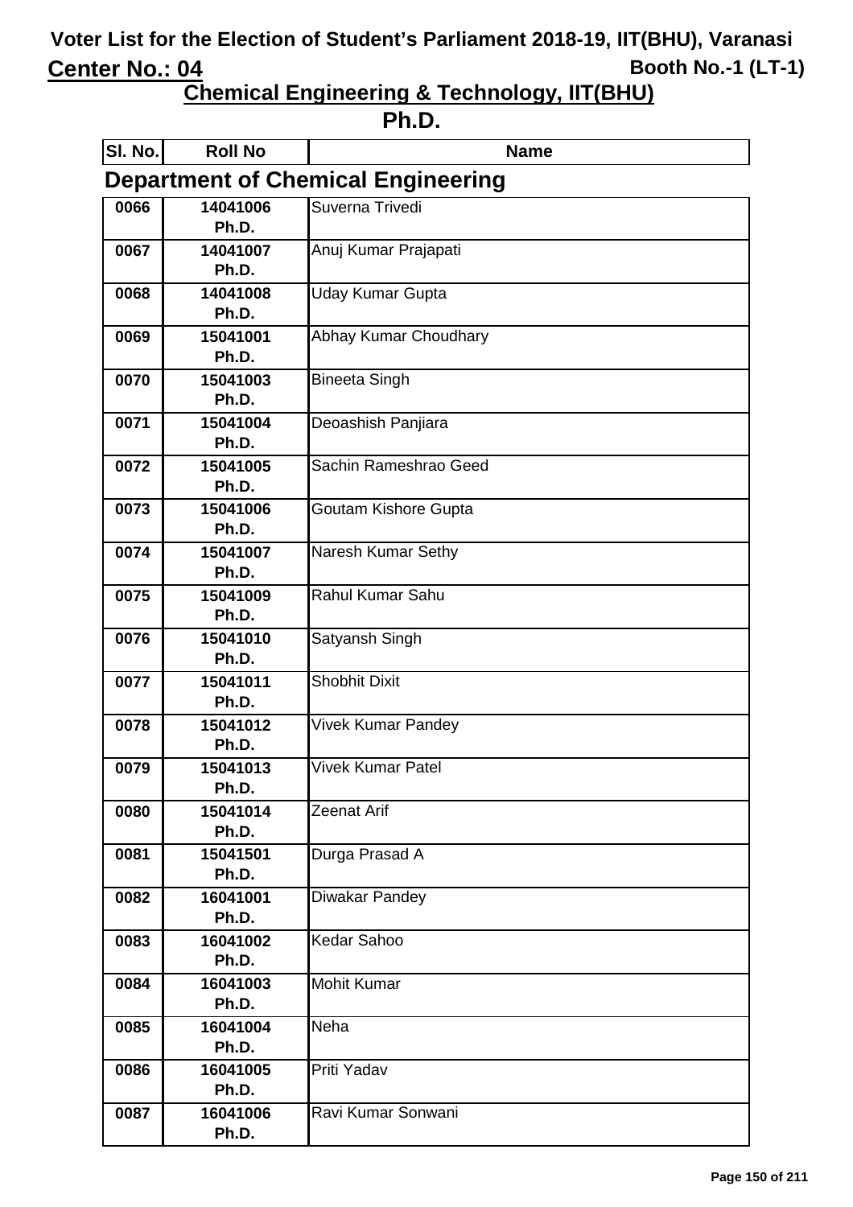# Voter List for the Election of Student's Parliament 2018-19, IIT(BHU), Varanasi

**Center No.: 04** **Booth No.-1 (LT-1)**

## Chemical Engineering & Technology, IIT(BHU)

## Ph.D.

### Department of Chemical Engineering

| Sl. No. | Roll No | Name |
|---|---|---|
| 0066 | 14041006 Ph.D. | Suverna Trivedi |
| 0067 | 14041007 Ph.D. | Anuj Kumar Prajapati |
| 0068 | 14041008 Ph.D. | Uday Kumar Gupta |
| 0069 | 15041001 Ph.D. | Abhay Kumar Choudhary |
| 0070 | 15041003 Ph.D. | Bineeta Singh |
| 0071 | 15041004 Ph.D. | Deoashish Panjiara |
| 0072 | 15041005 Ph.D. | Sachin Rameshrao Geed |
| 0073 | 15041006 Ph.D. | Goutam Kishore Gupta |
| 0074 | 15041007 Ph.D. | Naresh Kumar Sethy |
| 0075 | 15041009 Ph.D. | Rahul Kumar Sahu |
| 0076 | 15041010 Ph.D. | Satyansh Singh |
| 0077 | 15041011 Ph.D. | Shobhit Dixit |
| 0078 | 15041012 Ph.D. | Vivek Kumar Pandey |
| 0079 | 15041013 Ph.D. | Vivek Kumar Patel |
| 0080 | 15041014 Ph.D. | Zeenat Arif |
| 0081 | 15041501 Ph.D. | Durga Prasad A |
| 0082 | 16041001 Ph.D. | Diwakar Pandey |
| 0083 | 16041002 Ph.D. | Kedar Sahoo |
| 0084 | 16041003 Ph.D. | Mohit Kumar |
| 0085 | 16041004 Ph.D. | Neha |
| 0086 | 16041005 Ph.D. | Priti Yadav |
| 0087 | 16041006 Ph.D. | Ravi Kumar Sonwani |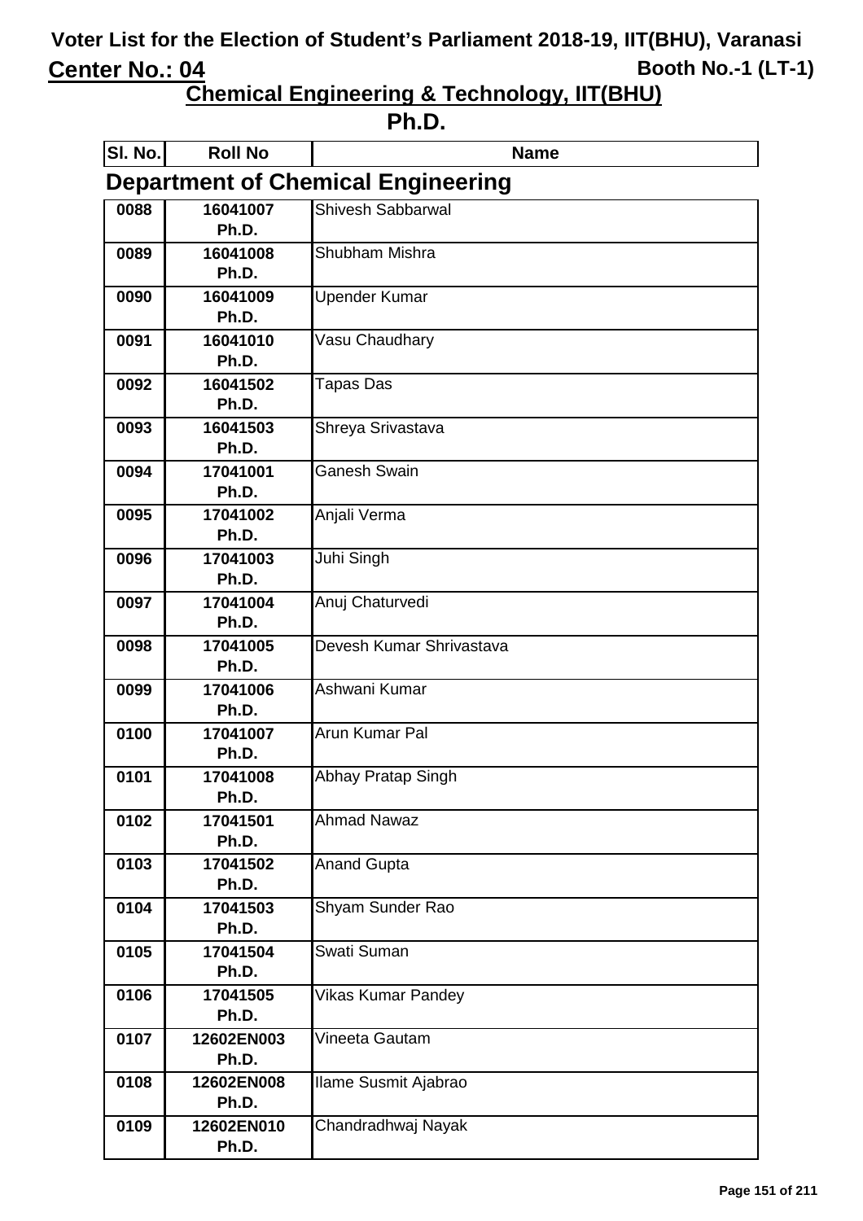# Voter List for the Election of Student's Parliament 2018-19, IIT(BHU), Varanasi

**Center No.: 04** **Booth No.-1 (LT-1)**

## Chemical Engineering & Technology, IIT(BHU)

## Ph.D.

### Department of Chemical Engineering

| Sl. No. | Roll No | Name |
|---|---|---|
| 0088 | 16041007 Ph.D. | Shivesh Sabbarwal |
| 0089 | 16041008 Ph.D. | Shubham Mishra |
| 0090 | 16041009 Ph.D. | Upender Kumar |
| 0091 | 16041010 Ph.D. | Vasu Chaudhary |
| 0092 | 16041502 Ph.D. | Tapas Das |
| 0093 | 16041503 Ph.D. | Shreya Srivastava |
| 0094 | 17041001 Ph.D. | Ganesh Swain |
| 0095 | 17041002 Ph.D. | Anjali Verma |
| 0096 | 17041003 Ph.D. | Juhi Singh |
| 0097 | 17041004 Ph.D. | Anuj Chaturvedi |
| 0098 | 17041005 Ph.D. | Devesh Kumar Shrivastava |
| 0099 | 17041006 Ph.D. | Ashwani Kumar |
| 0100 | 17041007 Ph.D. | Arun Kumar Pal |
| 0101 | 17041008 Ph.D. | Abhay Pratap Singh |
| 0102 | 17041501 Ph.D. | Ahmad Nawaz |
| 0103 | 17041502 Ph.D. | Anand Gupta |
| 0104 | 17041503 Ph.D. | Shyam Sunder Rao |
| 0105 | 17041504 Ph.D. | Swati Suman |
| 0106 | 17041505 Ph.D. | Vikas Kumar Pandey |
| 0107 | 12602EN003 Ph.D. | Vineeta Gautam |
| 0108 | 12602EN008 Ph.D. | Ilame Susmit Ajabrao |
| 0109 | 12602EN010 Ph.D. | Chandradhwaj Nayak |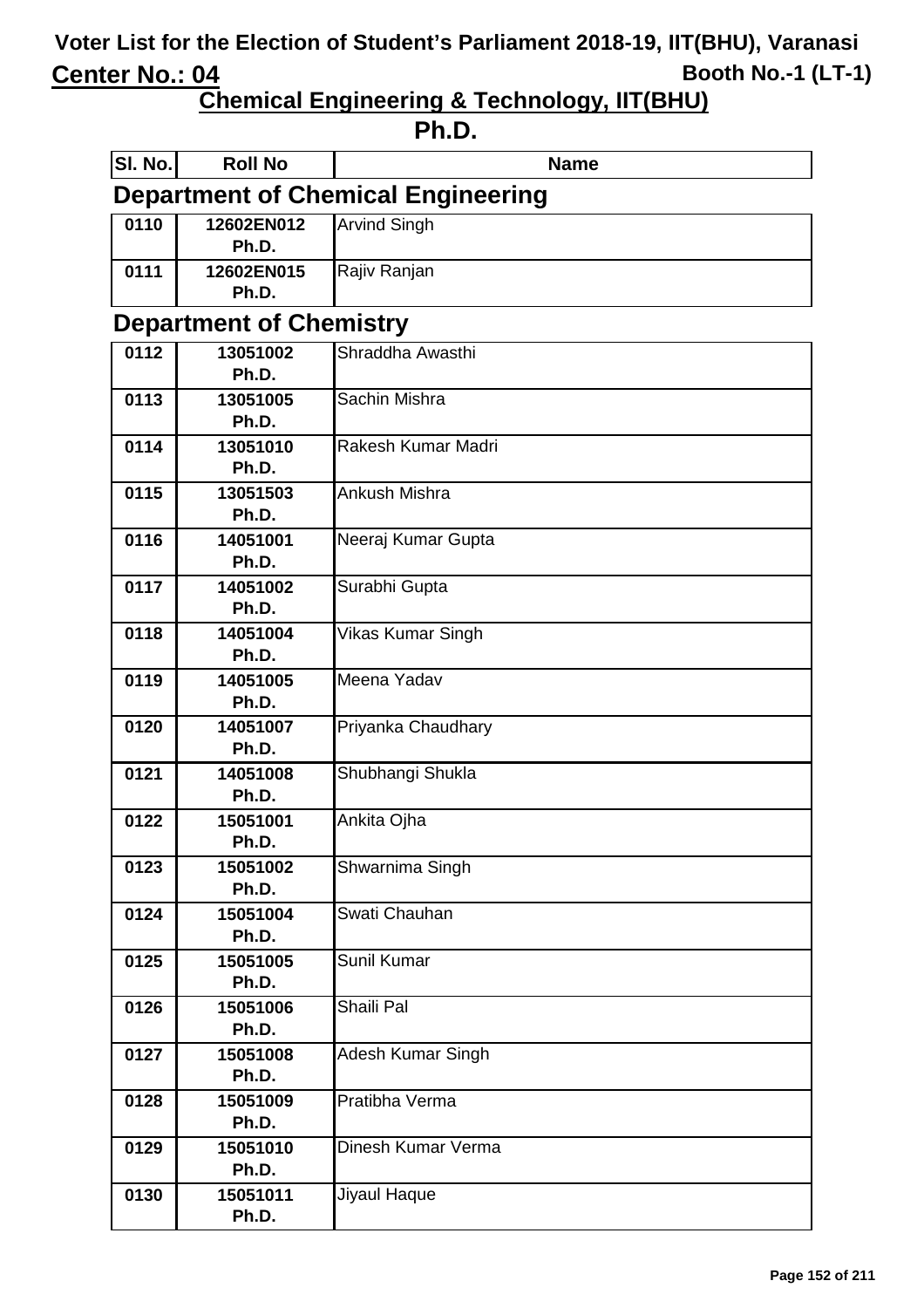# Voter List for the Election of Student's Parliament 2018-19, IIT(BHU), Varanasi

**Center No.: 04** **Booth No.-1 (LT-1)**

## Chemical Engineering & Technology, IIT(BHU)

## Ph.D.

| Sl. No. | Roll No | Name |
|---|---|---|

### Department of Chemical Engineering

| Sl. No. | Roll No | Name |
|---|---|---|
| 0110 | 12602EN012 Ph.D. | Arvind Singh |
| 0111 | 12602EN015 Ph.D. | Rajiv Ranjan |

### Department of Chemistry

| Sl. No. | Roll No | Name |
|---|---|---|
| 0112 | 13051002 Ph.D. | Shraddha Awasthi |
| 0113 | 13051005 Ph.D. | Sachin Mishra |
| 0114 | 13051010 Ph.D. | Rakesh Kumar Madri |
| 0115 | 13051503 Ph.D. | Ankush Mishra |
| 0116 | 14051001 Ph.D. | Neeraj Kumar Gupta |
| 0117 | 14051002 Ph.D. | Surabhi Gupta |
| 0118 | 14051004 Ph.D. | Vikas Kumar Singh |
| 0119 | 14051005 Ph.D. | Meena Yadav |
| 0120 | 14051007 Ph.D. | Priyanka Chaudhary |
| 0121 | 14051008 Ph.D. | Shubhangi Shukla |
| 0122 | 15051001 Ph.D. | Ankita Ojha |
| 0123 | 15051002 Ph.D. | Shwarnima Singh |
| 0124 | 15051004 Ph.D. | Swati Chauhan |
| 0125 | 15051005 Ph.D. | Sunil Kumar |
| 0126 | 15051006 Ph.D. | Shaili Pal |
| 0127 | 15051008 Ph.D. | Adesh Kumar Singh |
| 0128 | 15051009 Ph.D. | Pratibha Verma |
| 0129 | 15051010 Ph.D. | Dinesh Kumar Verma |
| 0130 | 15051011 Ph.D. | Jiyaul Haque |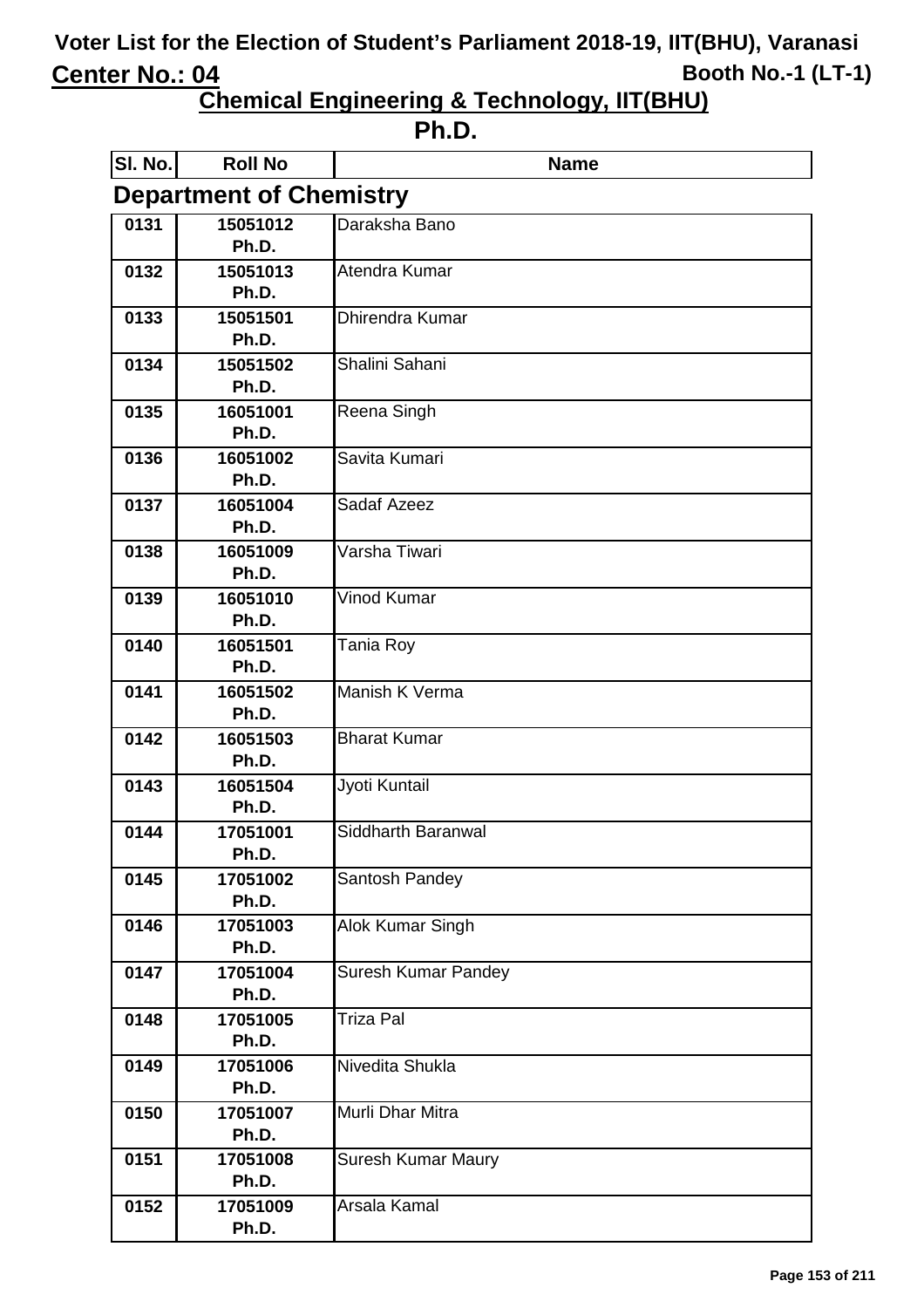# Voter List for the Election of Student's Parliament 2018-19, IIT(BHU), Varanasi

**Center No.: 04** **Booth No.-1 (LT-1)**

## Chemical Engineering & Technology, IIT(BHU)

## Ph.D.

### Department of Chemistry

| Sl. No. | Roll No | Name |
|---|---|---|
| 0131 | 15051012 Ph.D. | Daraksha Bano |
| 0132 | 15051013 Ph.D. | Atendra Kumar |
| 0133 | 15051501 Ph.D. | Dhirendra Kumar |
| 0134 | 15051502 Ph.D. | Shalini Sahani |
| 0135 | 16051001 Ph.D. | Reena Singh |
| 0136 | 16051002 Ph.D. | Savita Kumari |
| 0137 | 16051004 Ph.D. | Sadaf Azeez |
| 0138 | 16051009 Ph.D. | Varsha Tiwari |
| 0139 | 16051010 Ph.D. | Vinod Kumar |
| 0140 | 16051501 Ph.D. | Tania Roy |
| 0141 | 16051502 Ph.D. | Manish K Verma |
| 0142 | 16051503 Ph.D. | Bharat Kumar |
| 0143 | 16051504 Ph.D. | Jyoti Kuntail |
| 0144 | 17051001 Ph.D. | Siddharth Baranwal |
| 0145 | 17051002 Ph.D. | Santosh Pandey |
| 0146 | 17051003 Ph.D. | Alok Kumar Singh |
| 0147 | 17051004 Ph.D. | Suresh Kumar Pandey |
| 0148 | 17051005 Ph.D. | Triza Pal |
| 0149 | 17051006 Ph.D. | Nivedita Shukla |
| 0150 | 17051007 Ph.D. | Murli Dhar Mitra |
| 0151 | 17051008 Ph.D. | Suresh Kumar Maury |
| 0152 | 17051009 Ph.D. | Arsala Kamal |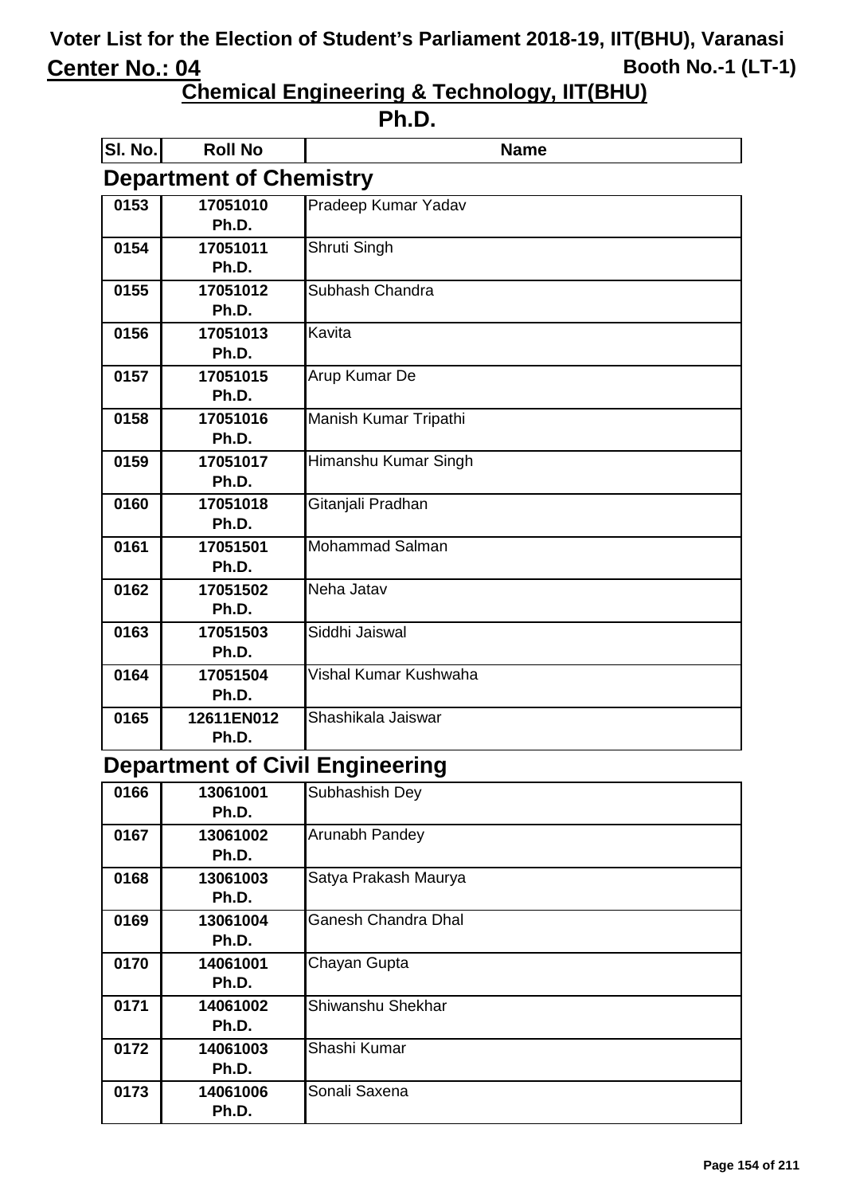# Voter List for the Election of Student's Parliament 2018-19, IIT(BHU), Varanasi

**Center No.: 04** **Booth No.-1 (LT-1)**

## Chemical Engineering & Technology, IIT(BHU)

## Ph.D.

### Department of Chemistry

| Sl. No. | Roll No | Name |
|---|---|---|
| 0153 | 17051010 Ph.D. | Pradeep Kumar Yadav |
| 0154 | 17051011 Ph.D. | Shruti Singh |
| 0155 | 17051012 Ph.D. | Subhash Chandra |
| 0156 | 17051013 Ph.D. | Kavita |
| 0157 | 17051015 Ph.D. | Arup Kumar De |
| 0158 | 17051016 Ph.D. | Manish Kumar Tripathi |
| 0159 | 17051017 Ph.D. | Himanshu Kumar Singh |
| 0160 | 17051018 Ph.D. | Gitanjali Pradhan |
| 0161 | 17051501 Ph.D. | Mohammad Salman |
| 0162 | 17051502 Ph.D. | Neha Jatav |
| 0163 | 17051503 Ph.D. | Siddhi Jaiswal |
| 0164 | 17051504 Ph.D. | Vishal Kumar Kushwaha |
| 0165 | 12611EN012 Ph.D. | Shashikala Jaiswar |

### Department of Civil Engineering

| Sl. No. | Roll No | Name |
|---|---|---|
| 0166 | 13061001 Ph.D. | Subhashish Dey |
| 0167 | 13061002 Ph.D. | Arunabh Pandey |
| 0168 | 13061003 Ph.D. | Satya Prakash Maurya |
| 0169 | 13061004 Ph.D. | Ganesh Chandra Dhal |
| 0170 | 14061001 Ph.D. | Chayan Gupta |
| 0171 | 14061002 Ph.D. | Shiwanshu Shekhar |
| 0172 | 14061003 Ph.D. | Shashi Kumar |
| 0173 | 14061006 Ph.D. | Sonali Saxena |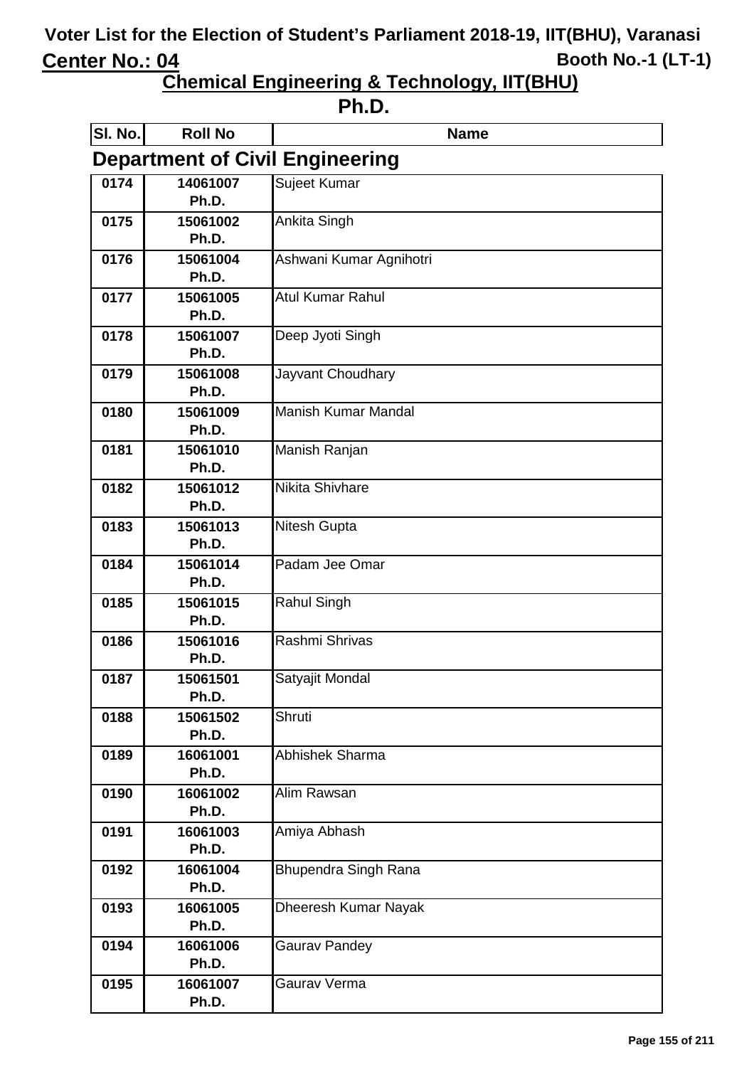# Voter List for the Election of Student's Parliament 2018-19, IIT(BHU), Varanasi

**Center No.: 04** | **Booth No.-1 (LT-1)**

## Chemical Engineering & Technology, IIT(BHU)

## Ph.D.

### Department of Civil Engineering

| Sl. No. | Roll No | Name |
|---|---|---|
| 0174 | 14061007 Ph.D. | Sujeet Kumar |
| 0175 | 15061002 Ph.D. | Ankita Singh |
| 0176 | 15061004 Ph.D. | Ashwani Kumar Agnihotri |
| 0177 | 15061005 Ph.D. | Atul Kumar Rahul |
| 0178 | 15061007 Ph.D. | Deep Jyoti Singh |
| 0179 | 15061008 Ph.D. | Jayvant Choudhary |
| 0180 | 15061009 Ph.D. | Manish Kumar Mandal |
| 0181 | 15061010 Ph.D. | Manish Ranjan |
| 0182 | 15061012 Ph.D. | Nikita Shivhare |
| 0183 | 15061013 Ph.D. | Nitesh Gupta |
| 0184 | 15061014 Ph.D. | Padam Jee Omar |
| 0185 | 15061015 Ph.D. | Rahul Singh |
| 0186 | 15061016 Ph.D. | Rashmi Shrivas |
| 0187 | 15061501 Ph.D. | Satyajit Mondal |
| 0188 | 15061502 Ph.D. | Shruti |
| 0189 | 16061001 Ph.D. | Abhishek Sharma |
| 0190 | 16061002 Ph.D. | Alim Rawsan |
| 0191 | 16061003 Ph.D. | Amiya Abhash |
| 0192 | 16061004 Ph.D. | Bhupendra Singh Rana |
| 0193 | 16061005 Ph.D. | Dheeresh Kumar Nayak |
| 0194 | 16061006 Ph.D. | Gaurav Pandey |
| 0195 | 16061007 Ph.D. | Gaurav Verma |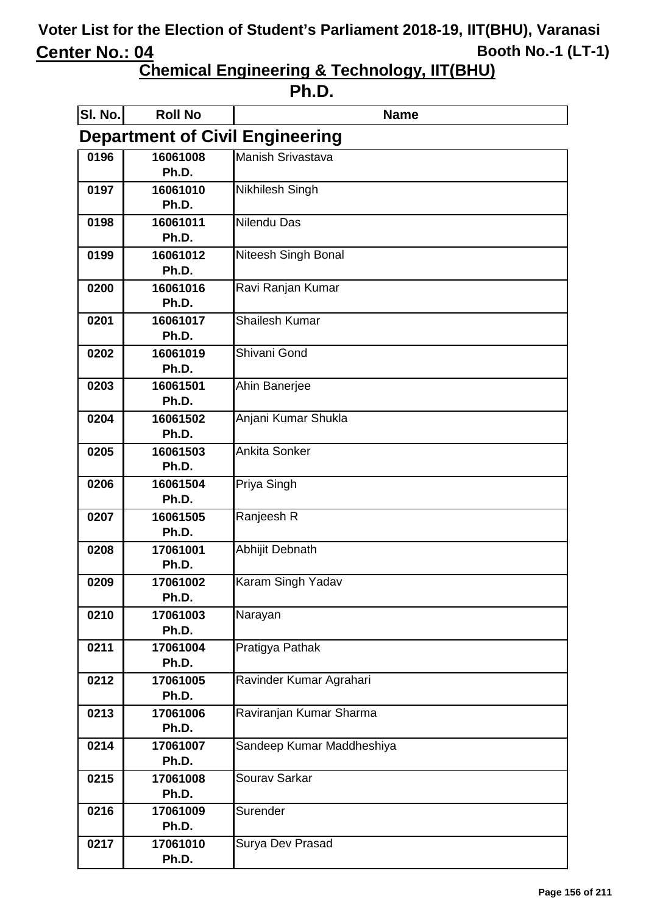# Voter List for the Election of Student's Parliament 2018-19, IIT(BHU), Varanasi

**Center No.: 04** Booth No.-1 (LT-1)

## Chemical Engineering & Technology, IIT(BHU)

## Ph.D.

### Department of Civil Engineering

| Sl. No. | Roll No | Name |
|---|---|---|
| 0196 | 16061008 Ph.D. | Manish Srivastava |
| 0197 | 16061010 Ph.D. | Nikhilesh Singh |
| 0198 | 16061011 Ph.D. | Nilendu Das |
| 0199 | 16061012 Ph.D. | Niteesh Singh Bonal |
| 0200 | 16061016 Ph.D. | Ravi Ranjan Kumar |
| 0201 | 16061017 Ph.D. | Shailesh Kumar |
| 0202 | 16061019 Ph.D. | Shivani Gond |
| 0203 | 16061501 Ph.D. | Ahin Banerjee |
| 0204 | 16061502 Ph.D. | Anjani Kumar Shukla |
| 0205 | 16061503 Ph.D. | Ankita Sonker |
| 0206 | 16061504 Ph.D. | Priya Singh |
| 0207 | 16061505 Ph.D. | Ranjeesh R |
| 0208 | 17061001 Ph.D. | Abhijit Debnath |
| 0209 | 17061002 Ph.D. | Karam Singh Yadav |
| 0210 | 17061003 Ph.D. | Narayan |
| 0211 | 17061004 Ph.D. | Pratigya Pathak |
| 0212 | 17061005 Ph.D. | Ravinder Kumar Agrahari |
| 0213 | 17061006 Ph.D. | Raviranjan Kumar Sharma |
| 0214 | 17061007 Ph.D. | Sandeep Kumar Maddheshiya |
| 0215 | 17061008 Ph.D. | Sourav Sarkar |
| 0216 | 17061009 Ph.D. | Surender |
| 0217 | 17061010 Ph.D. | Surya Dev Prasad |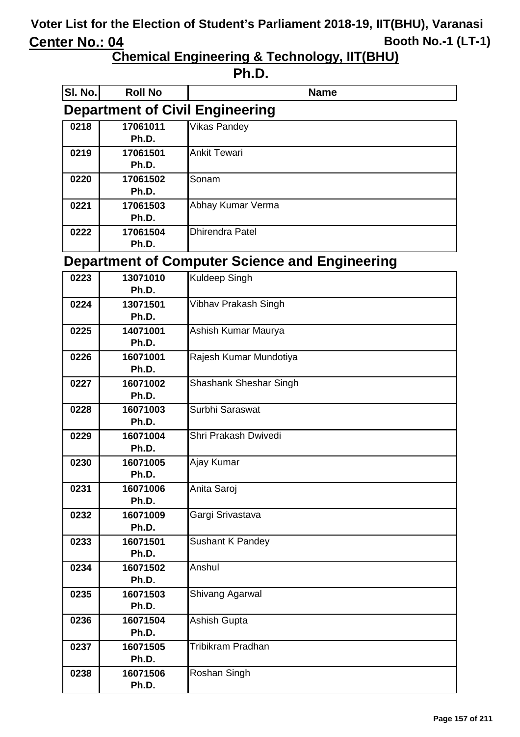# Voter List for the Election of Student's Parliament 2018-19, IIT(BHU), Varanasi

**Center No.: 04** **Booth No.-1 (LT-1)**

## Chemical Engineering & Technology, IIT(BHU)

## Ph.D.

| Sl. No. | Roll No | Name |
|---|---|---|

### Department of Civil Engineering

| Sl. No. | Roll No | Name |
|---|---|---|
| 0218 | 17061011 Ph.D. | Vikas Pandey |
| 0219 | 17061501 Ph.D. | Ankit Tewari |
| 0220 | 17061502 Ph.D. | Sonam |
| 0221 | 17061503 Ph.D. | Abhay Kumar Verma |
| 0222 | 17061504 Ph.D. | Dhirendra Patel |

### Department of Computer Science and Engineering

| Sl. No. | Roll No | Name |
|---|---|---|
| 0223 | 13071010 Ph.D. | Kuldeep Singh |
| 0224 | 13071501 Ph.D. | Vibhav Prakash Singh |
| 0225 | 14071001 Ph.D. | Ashish Kumar Maurya |
| 0226 | 16071001 Ph.D. | Rajesh Kumar Mundotiya |
| 0227 | 16071002 Ph.D. | Shashank Sheshar Singh |
| 0228 | 16071003 Ph.D. | Surbhi Saraswat |
| 0229 | 16071004 Ph.D. | Shri Prakash Dwivedi |
| 0230 | 16071005 Ph.D. | Ajay Kumar |
| 0231 | 16071006 Ph.D. | Anita Saroj |
| 0232 | 16071009 Ph.D. | Gargi Srivastava |
| 0233 | 16071501 Ph.D. | Sushant K Pandey |
| 0234 | 16071502 Ph.D. | Anshul |
| 0235 | 16071503 Ph.D. | Shivang Agarwal |
| 0236 | 16071504 Ph.D. | Ashish Gupta |
| 0237 | 16071505 Ph.D. | Tribikram Pradhan |
| 0238 | 16071506 Ph.D. | Roshan Singh |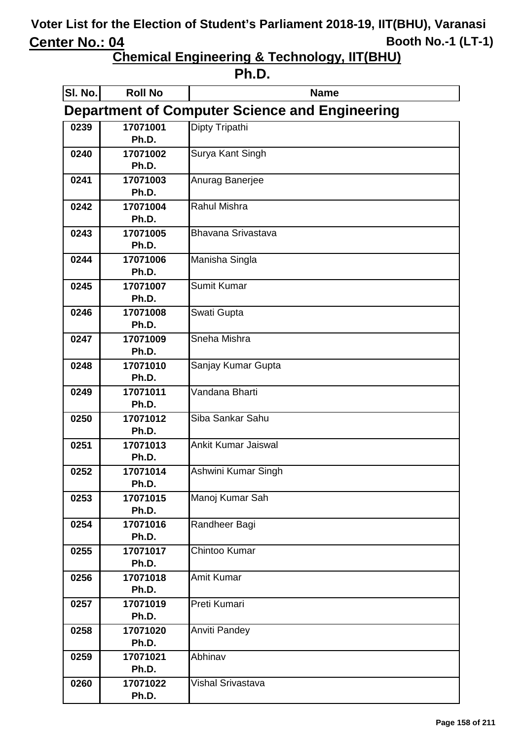# Voter List for the Election of Student's Parliament 2018-19, IIT(BHU), Varanasi

**Center No.: 04** | **Booth No.-1 (LT-1)**

## Chemical Engineering & Technology, IIT(BHU)

## Ph.D.

### Department of Computer Science and Engineering

| Sl. No. | Roll No | Name |
|---|---|---|
| 0239 | 17071001 Ph.D. | Dipty Tripathi |
| 0240 | 17071002 Ph.D. | Surya Kant Singh |
| 0241 | 17071003 Ph.D. | Anurag Banerjee |
| 0242 | 17071004 Ph.D. | Rahul Mishra |
| 0243 | 17071005 Ph.D. | Bhavana Srivastava |
| 0244 | 17071006 Ph.D. | Manisha Singla |
| 0245 | 17071007 Ph.D. | Sumit Kumar |
| 0246 | 17071008 Ph.D. | Swati Gupta |
| 0247 | 17071009 Ph.D. | Sneha Mishra |
| 0248 | 17071010 Ph.D. | Sanjay Kumar Gupta |
| 0249 | 17071011 Ph.D. | Vandana Bharti |
| 0250 | 17071012 Ph.D. | Siba Sankar Sahu |
| 0251 | 17071013 Ph.D. | Ankit Kumar Jaiswal |
| 0252 | 17071014 Ph.D. | Ashwini Kumar Singh |
| 0253 | 17071015 Ph.D. | Manoj Kumar Sah |
| 0254 | 17071016 Ph.D. | Randheer Bagi |
| 0255 | 17071017 Ph.D. | Chintoo Kumar |
| 0256 | 17071018 Ph.D. | Amit Kumar |
| 0257 | 17071019 Ph.D. | Preti Kumari |
| 0258 | 17071020 Ph.D. | Anviti Pandey |
| 0259 | 17071021 Ph.D. | Abhinav |
| 0260 | 17071022 Ph.D. | Vishal Srivastava |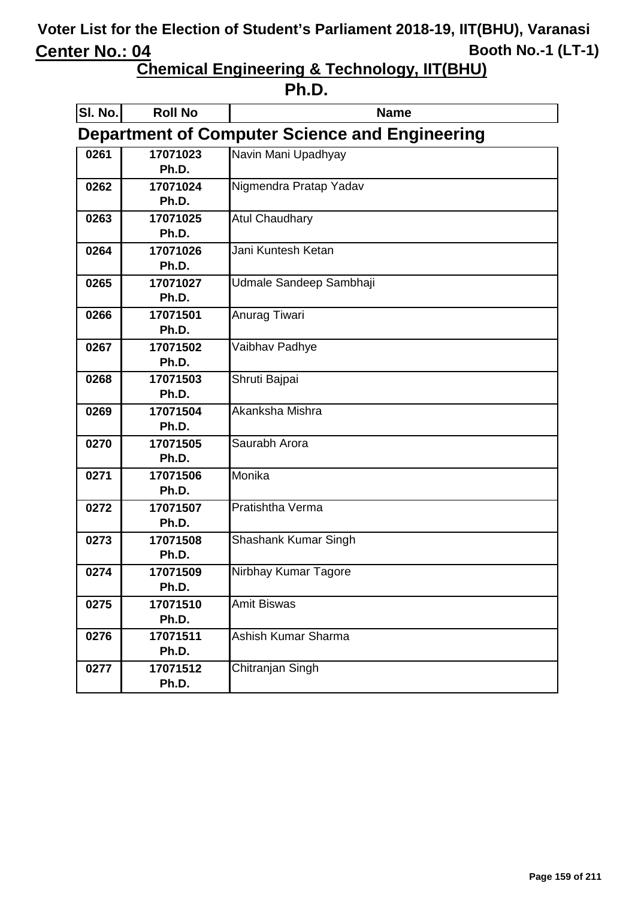# Voter List for the Election of Student's Parliament 2018-19, IIT(BHU), Varanasi

**Center No.: 04** **Booth No.-1 (LT-1)**

## Chemical Engineering & Technology, IIT(BHU)

## Ph.D.

### Department of Computer Science and Engineering

| Sl. No. | Roll No | Name |
|---|---|---|
| 0261 | 17071023 Ph.D. | Navin Mani Upadhyay |
| 0262 | 17071024 Ph.D. | Nigmendra Pratap Yadav |
| 0263 | 17071025 Ph.D. | Atul Chaudhary |
| 0264 | 17071026 Ph.D. | Jani Kuntesh Ketan |
| 0265 | 17071027 Ph.D. | Udmale Sandeep Sambhaji |
| 0266 | 17071501 Ph.D. | Anurag Tiwari |
| 0267 | 17071502 Ph.D. | Vaibhav Padhye |
| 0268 | 17071503 Ph.D. | Shruti Bajpai |
| 0269 | 17071504 Ph.D. | Akanksha Mishra |
| 0270 | 17071505 Ph.D. | Saurabh Arora |
| 0271 | 17071506 Ph.D. | Monika |
| 0272 | 17071507 Ph.D. | Pratishtha Verma |
| 0273 | 17071508 Ph.D. | Shashank Kumar Singh |
| 0274 | 17071509 Ph.D. | Nirbhay Kumar Tagore |
| 0275 | 17071510 Ph.D. | Amit Biswas |
| 0276 | 17071511 Ph.D. | Ashish Kumar Sharma |
| 0277 | 17071512 Ph.D. | Chitranjan Singh |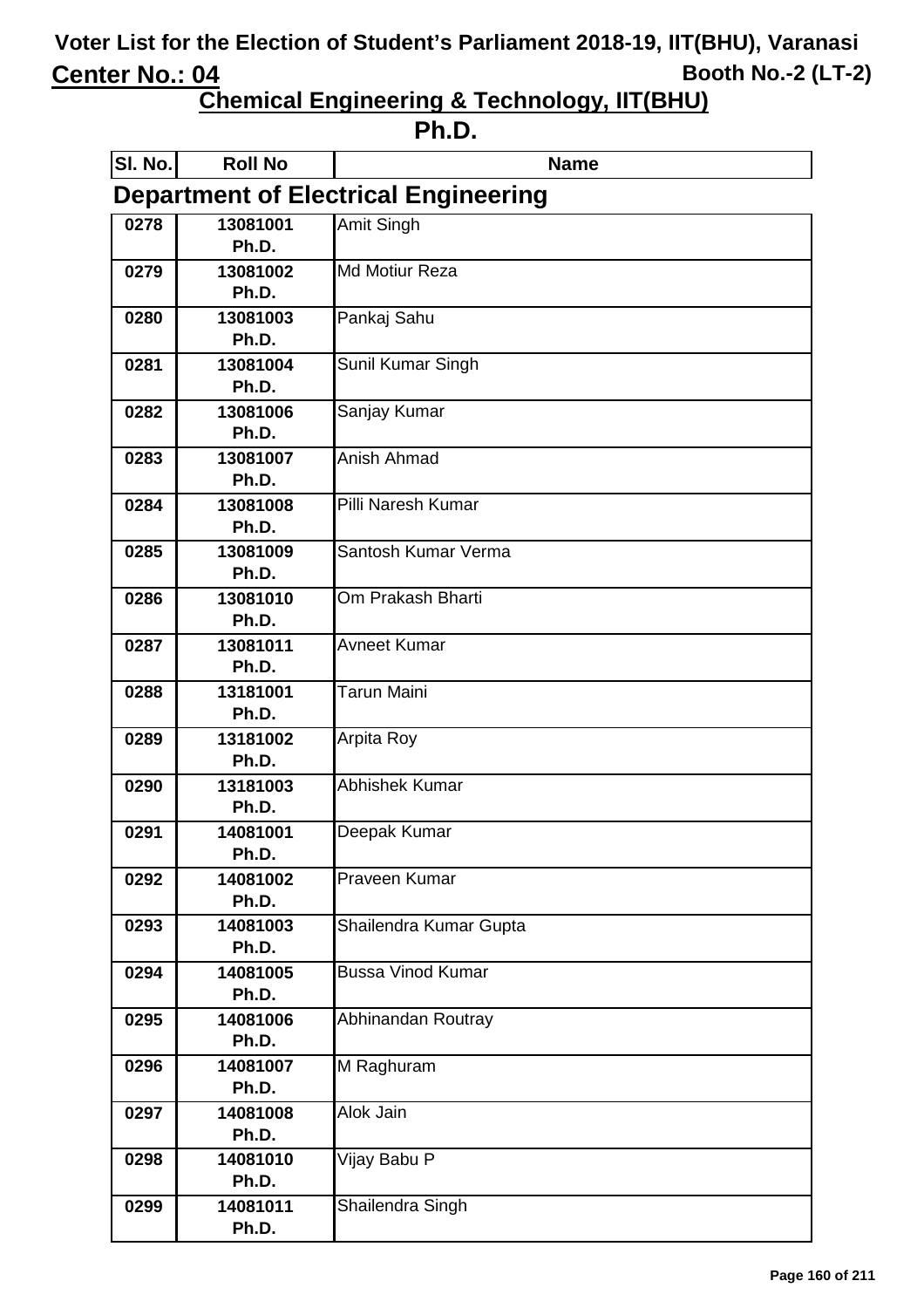# Voter List for the Election of Student's Parliament 2018-19, IIT(BHU), Varanasi

**Center No.: 04** | **Booth No.-2 (LT-2)**

## Chemical Engineering & Technology, IIT(BHU)

## Ph.D.

### Department of Electrical Engineering

| Sl. No. | Roll No | Name |
|---|---|---|
| 0278 | 13081001 Ph.D. | Amit Singh |
| 0279 | 13081002 Ph.D. | Md Motiur Reza |
| 0280 | 13081003 Ph.D. | Pankaj Sahu |
| 0281 | 13081004 Ph.D. | Sunil Kumar Singh |
| 0282 | 13081006 Ph.D. | Sanjay Kumar |
| 0283 | 13081007 Ph.D. | Anish Ahmad |
| 0284 | 13081008 Ph.D. | Pilli Naresh Kumar |
| 0285 | 13081009 Ph.D. | Santosh Kumar Verma |
| 0286 | 13081010 Ph.D. | Om Prakash Bharti |
| 0287 | 13081011 Ph.D. | Avneet Kumar |
| 0288 | 13181001 Ph.D. | Tarun Maini |
| 0289 | 13181002 Ph.D. | Arpita Roy |
| 0290 | 13181003 Ph.D. | Abhishek Kumar |
| 0291 | 14081001 Ph.D. | Deepak Kumar |
| 0292 | 14081002 Ph.D. | Praveen Kumar |
| 0293 | 14081003 Ph.D. | Shailendra Kumar Gupta |
| 0294 | 14081005 Ph.D. | Bussa Vinod Kumar |
| 0295 | 14081006 Ph.D. | Abhinandan Routray |
| 0296 | 14081007 Ph.D. | M Raghuram |
| 0297 | 14081008 Ph.D. | Alok Jain |
| 0298 | 14081010 Ph.D. | Vijay Babu P |
| 0299 | 14081011 Ph.D. | Shailendra Singh |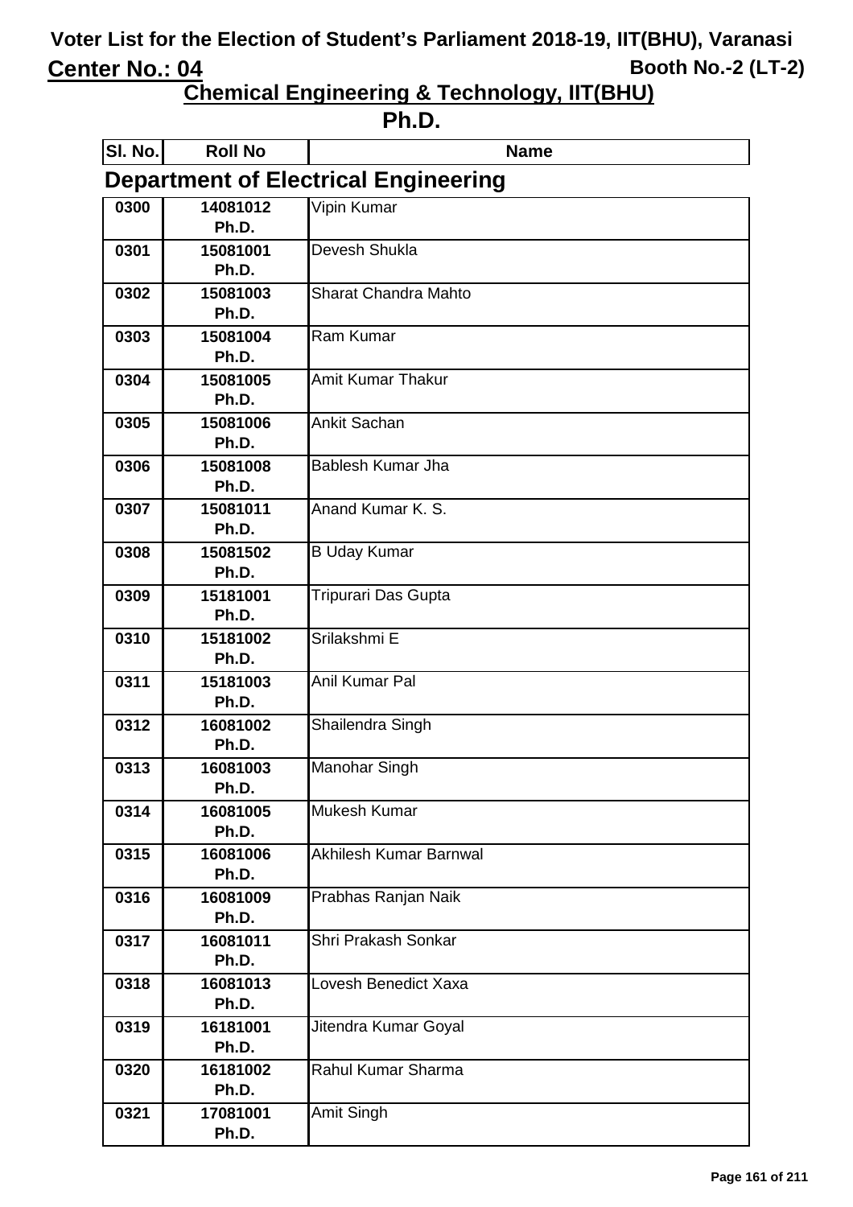# Voter List for the Election of Student's Parliament 2018-19, IIT(BHU), Varanasi

**Center No.: 04** **Booth No.-2 (LT-2)**

## Chemical Engineering & Technology, IIT(BHU)

## Ph.D.

### Department of Electrical Engineering

| Sl. No. | Roll No | Name |
|---|---|---|
| 0300 | 14081012 Ph.D. | Vipin Kumar |
| 0301 | 15081001 Ph.D. | Devesh Shukla |
| 0302 | 15081003 Ph.D. | Sharat Chandra Mahto |
| 0303 | 15081004 Ph.D. | Ram Kumar |
| 0304 | 15081005 Ph.D. | Amit Kumar Thakur |
| 0305 | 15081006 Ph.D. | Ankit Sachan |
| 0306 | 15081008 Ph.D. | Bablesh Kumar Jha |
| 0307 | 15081011 Ph.D. | Anand Kumar K. S. |
| 0308 | 15081502 Ph.D. | B Uday Kumar |
| 0309 | 15181001 Ph.D. | Tripurari Das Gupta |
| 0310 | 15181002 Ph.D. | Srilakshmi E |
| 0311 | 15181003 Ph.D. | Anil Kumar Pal |
| 0312 | 16081002 Ph.D. | Shailendra Singh |
| 0313 | 16081003 Ph.D. | Manohar Singh |
| 0314 | 16081005 Ph.D. | Mukesh Kumar |
| 0315 | 16081006 Ph.D. | Akhilesh Kumar Barnwal |
| 0316 | 16081009 Ph.D. | Prabhas Ranjan Naik |
| 0317 | 16081011 Ph.D. | Shri Prakash Sonkar |
| 0318 | 16081013 Ph.D. | Lovesh Benedict Xaxa |
| 0319 | 16181001 Ph.D. | Jitendra Kumar Goyal |
| 0320 | 16181002 Ph.D. | Rahul Kumar Sharma |
| 0321 | 17081001 Ph.D. | Amit Singh |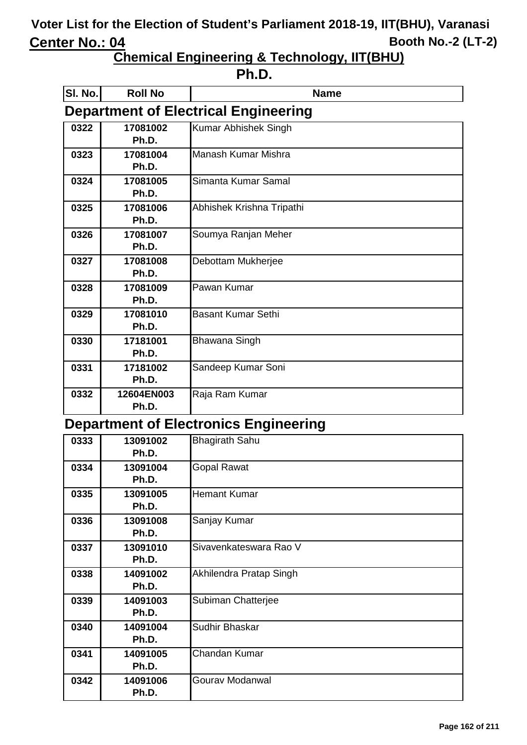# Voter List for the Election of Student's Parliament 2018-19, IIT(BHU), Varanasi

**Center No.: 04** **Booth No.-2 (LT-2)**

## Chemical Engineering & Technology, IIT(BHU)

## Ph.D.

### Department of Electrical Engineering

| Sl. No. | Roll No | Name |
|---|---|---|
| 0322 | 17081002 Ph.D. | Kumar Abhishek Singh |
| 0323 | 17081004 Ph.D. | Manash Kumar Mishra |
| 0324 | 17081005 Ph.D. | Simanta Kumar Samal |
| 0325 | 17081006 Ph.D. | Abhishek Krishna Tripathi |
| 0326 | 17081007 Ph.D. | Soumya Ranjan Meher |
| 0327 | 17081008 Ph.D. | Debottam Mukherjee |
| 0328 | 17081009 Ph.D. | Pawan Kumar |
| 0329 | 17081010 Ph.D. | Basant Kumar Sethi |
| 0330 | 17181001 Ph.D. | Bhawana Singh |
| 0331 | 17181002 Ph.D. | Sandeep Kumar Soni |
| 0332 | 12604EN003 Ph.D. | Raja Ram Kumar |

### Department of Electronics Engineering

| Sl. No. | Roll No | Name |
|---|---|---|
| 0333 | 13091002 Ph.D. | Bhagirath Sahu |
| 0334 | 13091004 Ph.D. | Gopal Rawat |
| 0335 | 13091005 Ph.D. | Hemant Kumar |
| 0336 | 13091008 Ph.D. | Sanjay Kumar |
| 0337 | 13091010 Ph.D. | Sivavenkateswara Rao V |
| 0338 | 14091002 Ph.D. | Akhilendra Pratap Singh |
| 0339 | 14091003 Ph.D. | Subiman Chatterjee |
| 0340 | 14091004 Ph.D. | Sudhir Bhaskar |
| 0341 | 14091005 Ph.D. | Chandan Kumar |
| 0342 | 14091006 Ph.D. | Gourav Modanwal |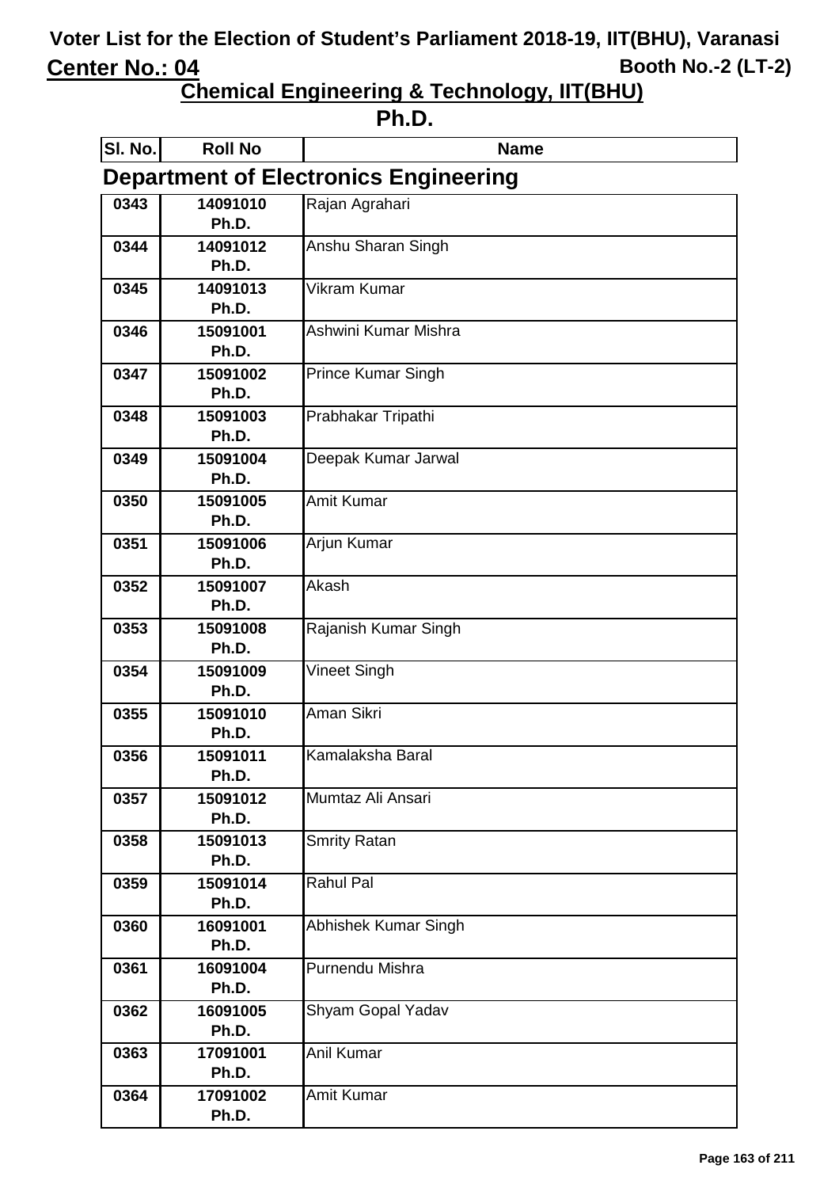# Voter List for the Election of Student's Parliament 2018-19, IIT(BHU), Varanasi

**Center No.: 04** — **Booth No.-2 (LT-2)**

## Chemical Engineering & Technology, IIT(BHU)

## Ph.D.

| Sl. No. | Roll No | Name |
|---|---|---|
| **Department of Electronics Engineering** | | |
| 0343 | 14091010 Ph.D. | Rajan Agrahari |
| 0344 | 14091012 Ph.D. | Anshu Sharan Singh |
| 0345 | 14091013 Ph.D. | Vikram Kumar |
| 0346 | 15091001 Ph.D. | Ashwini Kumar Mishra |
| 0347 | 15091002 Ph.D. | Prince Kumar Singh |
| 0348 | 15091003 Ph.D. | Prabhakar Tripathi |
| 0349 | 15091004 Ph.D. | Deepak Kumar Jarwal |
| 0350 | 15091005 Ph.D. | Amit Kumar |
| 0351 | 15091006 Ph.D. | Arjun Kumar |
| 0352 | 15091007 Ph.D. | Akash |
| 0353 | 15091008 Ph.D. | Rajanish Kumar Singh |
| 0354 | 15091009 Ph.D. | Vineet Singh |
| 0355 | 15091010 Ph.D. | Aman Sikri |
| 0356 | 15091011 Ph.D. | Kamalaksha Baral |
| 0357 | 15091012 Ph.D. | Mumtaz Ali Ansari |
| 0358 | 15091013 Ph.D. | Smrity Ratan |
| 0359 | 15091014 Ph.D. | Rahul Pal |
| 0360 | 16091001 Ph.D. | Abhishek Kumar Singh |
| 0361 | 16091004 Ph.D. | Purnendu Mishra |
| 0362 | 16091005 Ph.D. | Shyam Gopal Yadav |
| 0363 | 17091001 Ph.D. | Anil Kumar |
| 0364 | 17091002 Ph.D. | Amit Kumar |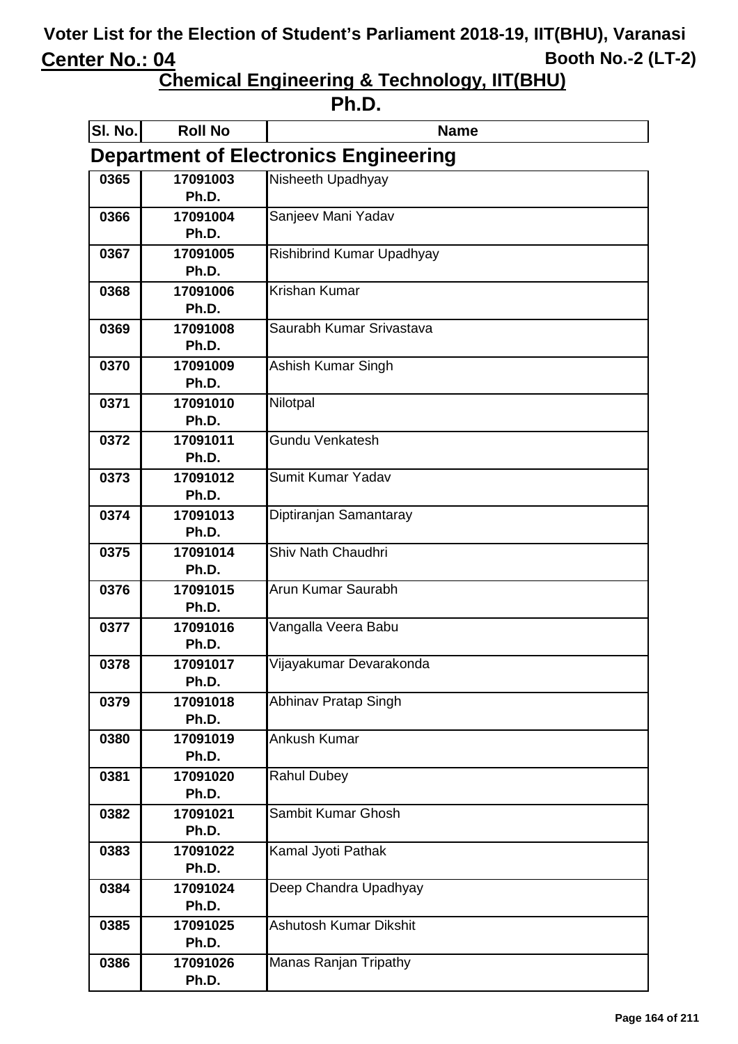# Voter List for the Election of Student's Parliament 2018-19, IIT(BHU), Varanasi

**Center No.: 04** **Booth No.-2 (LT-2)**

## Chemical Engineering & Technology, IIT(BHU)

## Ph.D.

| Sl. No. | Roll No | Name |
|---|---|---|
| **Department of Electronics Engineering** | | |
| 0365 | 17091003 Ph.D. | Nisheeth Upadhyay |
| 0366 | 17091004 Ph.D. | Sanjeev Mani Yadav |
| 0367 | 17091005 Ph.D. | Rishibrind Kumar Upadhyay |
| 0368 | 17091006 Ph.D. | Krishan Kumar |
| 0369 | 17091008 Ph.D. | Saurabh Kumar Srivastava |
| 0370 | 17091009 Ph.D. | Ashish Kumar Singh |
| 0371 | 17091010 Ph.D. | Nilotpal |
| 0372 | 17091011 Ph.D. | Gundu Venkatesh |
| 0373 | 17091012 Ph.D. | Sumit Kumar Yadav |
| 0374 | 17091013 Ph.D. | Diptiranjan Samantaray |
| 0375 | 17091014 Ph.D. | Shiv Nath Chaudhri |
| 0376 | 17091015 Ph.D. | Arun Kumar Saurabh |
| 0377 | 17091016 Ph.D. | Vangalla Veera Babu |
| 0378 | 17091017 Ph.D. | Vijayakumar Devarakonda |
| 0379 | 17091018 Ph.D. | Abhinav Pratap Singh |
| 0380 | 17091019 Ph.D. | Ankush Kumar |
| 0381 | 17091020 Ph.D. | Rahul Dubey |
| 0382 | 17091021 Ph.D. | Sambit Kumar Ghosh |
| 0383 | 17091022 Ph.D. | Kamal Jyoti Pathak |
| 0384 | 17091024 Ph.D. | Deep Chandra Upadhyay |
| 0385 | 17091025 Ph.D. | Ashutosh Kumar Dikshit |
| 0386 | 17091026 Ph.D. | Manas Ranjan Tripathy |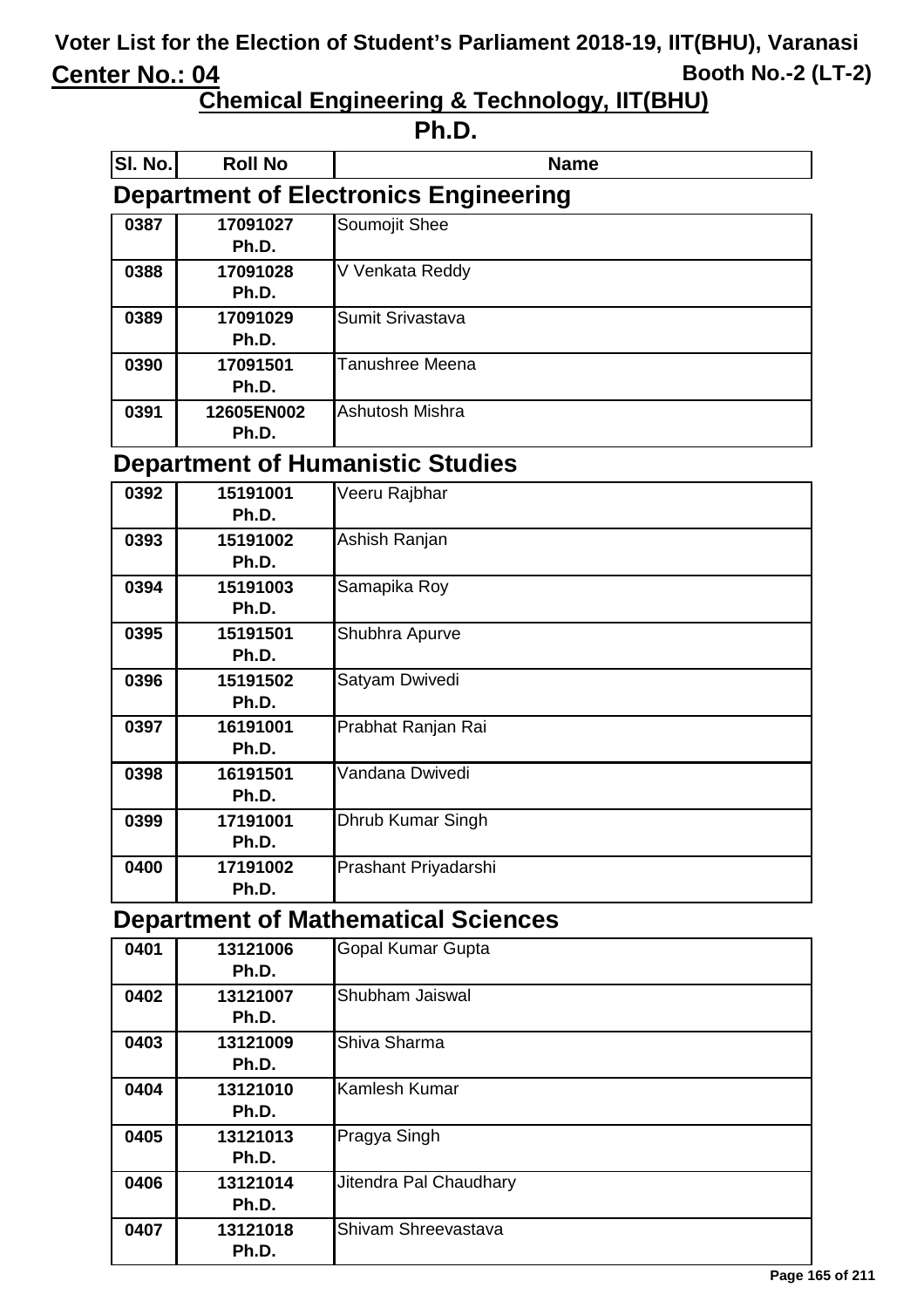# Voter List for the Election of Student's Parliament 2018-19, IIT(BHU), Varanasi

**Center No.: 04** **Booth No.-2 (LT-2)**

## Chemical Engineering & Technology, IIT(BHU)

## Ph.D.

| Sl. No. | Roll No | Name |
|---|---|---|

### Department of Electronics Engineering

| Sl. No. | Roll No | Name |
|---|---|---|
| 0387 | 17091027 Ph.D. | Soumojit Shee |
| 0388 | 17091028 Ph.D. | V Venkata Reddy |
| 0389 | 17091029 Ph.D. | Sumit Srivastava |
| 0390 | 17091501 Ph.D. | Tanushree Meena |
| 0391 | 12605EN002 Ph.D. | Ashutosh Mishra |

### Department of Humanistic Studies

| Sl. No. | Roll No | Name |
|---|---|---|
| 0392 | 15191001 Ph.D. | Veeru Rajbhar |
| 0393 | 15191002 Ph.D. | Ashish Ranjan |
| 0394 | 15191003 Ph.D. | Samapika Roy |
| 0395 | 15191501 Ph.D. | Shubhra Apurve |
| 0396 | 15191502 Ph.D. | Satyam Dwivedi |
| 0397 | 16191001 Ph.D. | Prabhat Ranjan Rai |
| 0398 | 16191501 Ph.D. | Vandana Dwivedi |
| 0399 | 17191001 Ph.D. | Dhrub Kumar Singh |
| 0400 | 17191002 Ph.D. | Prashant Priyadarshi |

### Department of Mathematical Sciences

| Sl. No. | Roll No | Name |
|---|---|---|
| 0401 | 13121006 Ph.D. | Gopal Kumar Gupta |
| 0402 | 13121007 Ph.D. | Shubham Jaiswal |
| 0403 | 13121009 Ph.D. | Shiva Sharma |
| 0404 | 13121010 Ph.D. | Kamlesh Kumar |
| 0405 | 13121013 Ph.D. | Pragya Singh |
| 0406 | 13121014 Ph.D. | Jitendra Pal Chaudhary |
| 0407 | 13121018 Ph.D. | Shivam Shreevastava |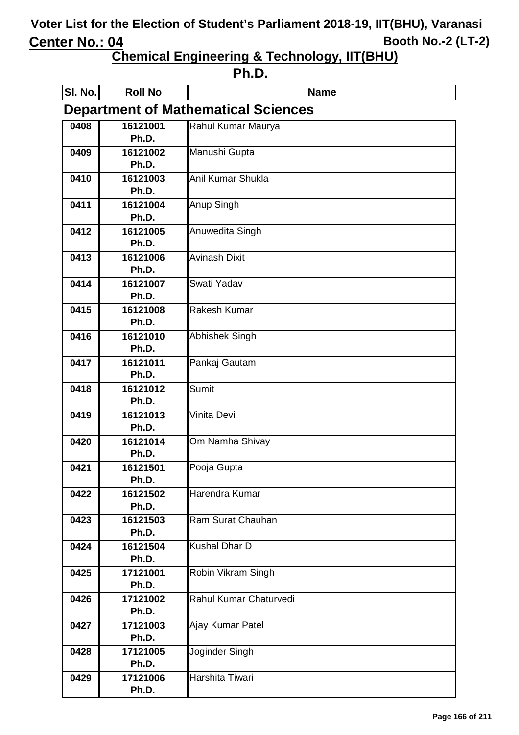# Voter List for the Election of Student's Parliament 2018-19, IIT(BHU), Varanasi

**Center No.: 04** **Booth No.-2 (LT-2)**

## Chemical Engineering & Technology, IIT(BHU)

## Ph.D.

### Department of Mathematical Sciences

| Sl. No. | Roll No | Name |
|---|---|---|
| 0408 | 16121001 Ph.D. | Rahul Kumar Maurya |
| 0409 | 16121002 Ph.D. | Manushi Gupta |
| 0410 | 16121003 Ph.D. | Anil Kumar Shukla |
| 0411 | 16121004 Ph.D. | Anup Singh |
| 0412 | 16121005 Ph.D. | Anuwedita Singh |
| 0413 | 16121006 Ph.D. | Avinash Dixit |
| 0414 | 16121007 Ph.D. | Swati Yadav |
| 0415 | 16121008 Ph.D. | Rakesh Kumar |
| 0416 | 16121010 Ph.D. | Abhishek Singh |
| 0417 | 16121011 Ph.D. | Pankaj Gautam |
| 0418 | 16121012 Ph.D. | Sumit |
| 0419 | 16121013 Ph.D. | Vinita Devi |
| 0420 | 16121014 Ph.D. | Om Namha Shivay |
| 0421 | 16121501 Ph.D. | Pooja Gupta |
| 0422 | 16121502 Ph.D. | Harendra Kumar |
| 0423 | 16121503 Ph.D. | Ram Surat Chauhan |
| 0424 | 16121504 Ph.D. | Kushal Dhar D |
| 0425 | 17121001 Ph.D. | Robin Vikram Singh |
| 0426 | 17121002 Ph.D. | Rahul Kumar Chaturvedi |
| 0427 | 17121003 Ph.D. | Ajay Kumar Patel |
| 0428 | 17121005 Ph.D. | Joginder Singh |
| 0429 | 17121006 Ph.D. | Harshita Tiwari |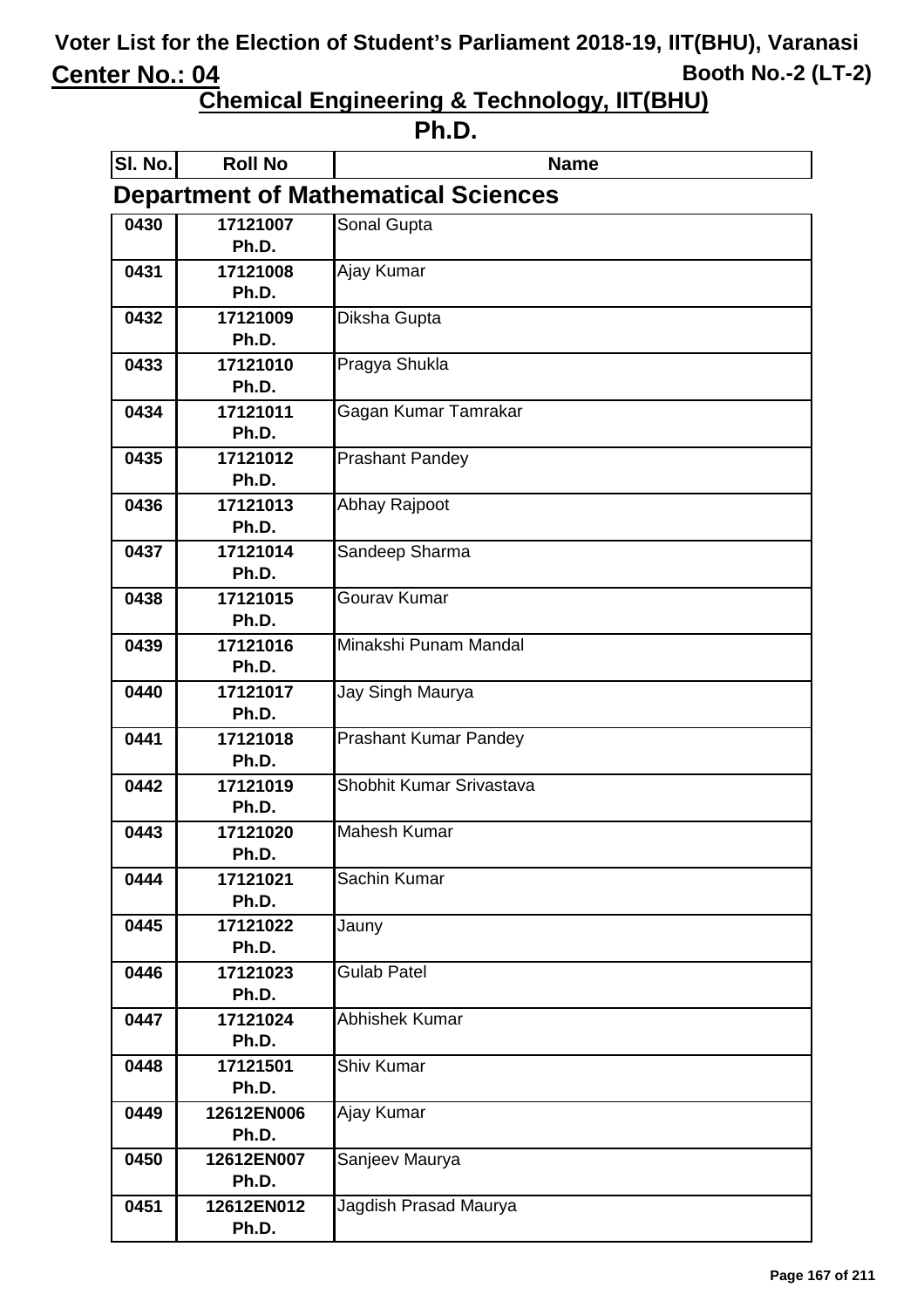# Voter List for the Election of Student's Parliament 2018-19, IIT(BHU), Varanasi

**Center No.: 04** **Booth No.-2 (LT-2)**

## Chemical Engineering & Technology, IIT(BHU)

## Ph.D.

### Department of Mathematical Sciences

| Sl. No. | Roll No | Name |
|---|---|---|
| 0430 | 17121007 Ph.D. | Sonal Gupta |
| 0431 | 17121008 Ph.D. | Ajay Kumar |
| 0432 | 17121009 Ph.D. | Diksha Gupta |
| 0433 | 17121010 Ph.D. | Pragya Shukla |
| 0434 | 17121011 Ph.D. | Gagan Kumar Tamrakar |
| 0435 | 17121012 Ph.D. | Prashant Pandey |
| 0436 | 17121013 Ph.D. | Abhay Rajpoot |
| 0437 | 17121014 Ph.D. | Sandeep Sharma |
| 0438 | 17121015 Ph.D. | Gourav Kumar |
| 0439 | 17121016 Ph.D. | Minakshi Punam Mandal |
| 0440 | 17121017 Ph.D. | Jay Singh Maurya |
| 0441 | 17121018 Ph.D. | Prashant Kumar Pandey |
| 0442 | 17121019 Ph.D. | Shobhit Kumar Srivastava |
| 0443 | 17121020 Ph.D. | Mahesh Kumar |
| 0444 | 17121021 Ph.D. | Sachin Kumar |
| 0445 | 17121022 Ph.D. | Jauny |
| 0446 | 17121023 Ph.D. | Gulab Patel |
| 0447 | 17121024 Ph.D. | Abhishek Kumar |
| 0448 | 17121501 Ph.D. | Shiv Kumar |
| 0449 | 12612EN006 Ph.D. | Ajay Kumar |
| 0450 | 12612EN007 Ph.D. | Sanjeev Maurya |
| 0451 | 12612EN012 Ph.D. | Jagdish Prasad Maurya |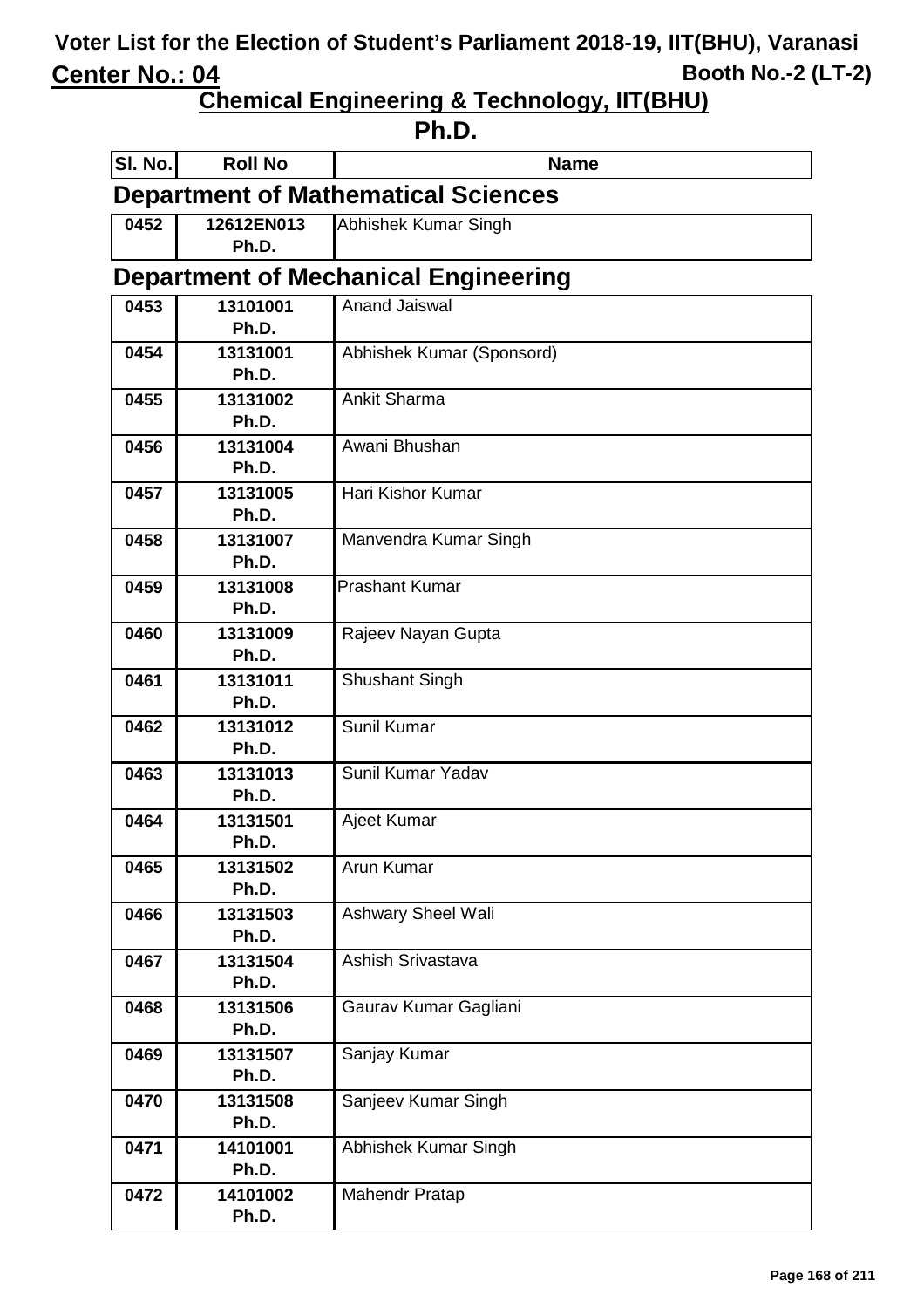# Voter List for the Election of Student's Parliament 2018-19, IIT(BHU), Varanasi

**Center No.: 04** — **Booth No.-2 (LT-2)**

## Chemical Engineering & Technology, IIT(BHU)

## Ph.D.

### Department of Mathematical Sciences

| Sl. No. | Roll No | Name |
|---|---|---|
| 0452 | 12612EN013 Ph.D. | Abhishek Kumar Singh |

### Department of Mechanical Engineering

| Sl. No. | Roll No | Name |
|---|---|---|
| 0453 | 13101001 Ph.D. | Anand Jaiswal |
| 0454 | 13131001 Ph.D. | Abhishek Kumar (Sponsord) |
| 0455 | 13131002 Ph.D. | Ankit Sharma |
| 0456 | 13131004 Ph.D. | Awani Bhushan |
| 0457 | 13131005 Ph.D. | Hari Kishor Kumar |
| 0458 | 13131007 Ph.D. | Manvendra Kumar Singh |
| 0459 | 13131008 Ph.D. | Prashant Kumar |
| 0460 | 13131009 Ph.D. | Rajeev Nayan Gupta |
| 0461 | 13131011 Ph.D. | Shushant Singh |
| 0462 | 13131012 Ph.D. | Sunil Kumar |
| 0463 | 13131013 Ph.D. | Sunil Kumar Yadav |
| 0464 | 13131501 Ph.D. | Ajeet Kumar |
| 0465 | 13131502 Ph.D. | Arun Kumar |
| 0466 | 13131503 Ph.D. | Ashwary Sheel Wali |
| 0467 | 13131504 Ph.D. | Ashish Srivastava |
| 0468 | 13131506 Ph.D. | Gaurav Kumar Gagliani |
| 0469 | 13131507 Ph.D. | Sanjay Kumar |
| 0470 | 13131508 Ph.D. | Sanjeev Kumar Singh |
| 0471 | 14101001 Ph.D. | Abhishek Kumar Singh |
| 0472 | 14101002 Ph.D. | Mahendr Pratap |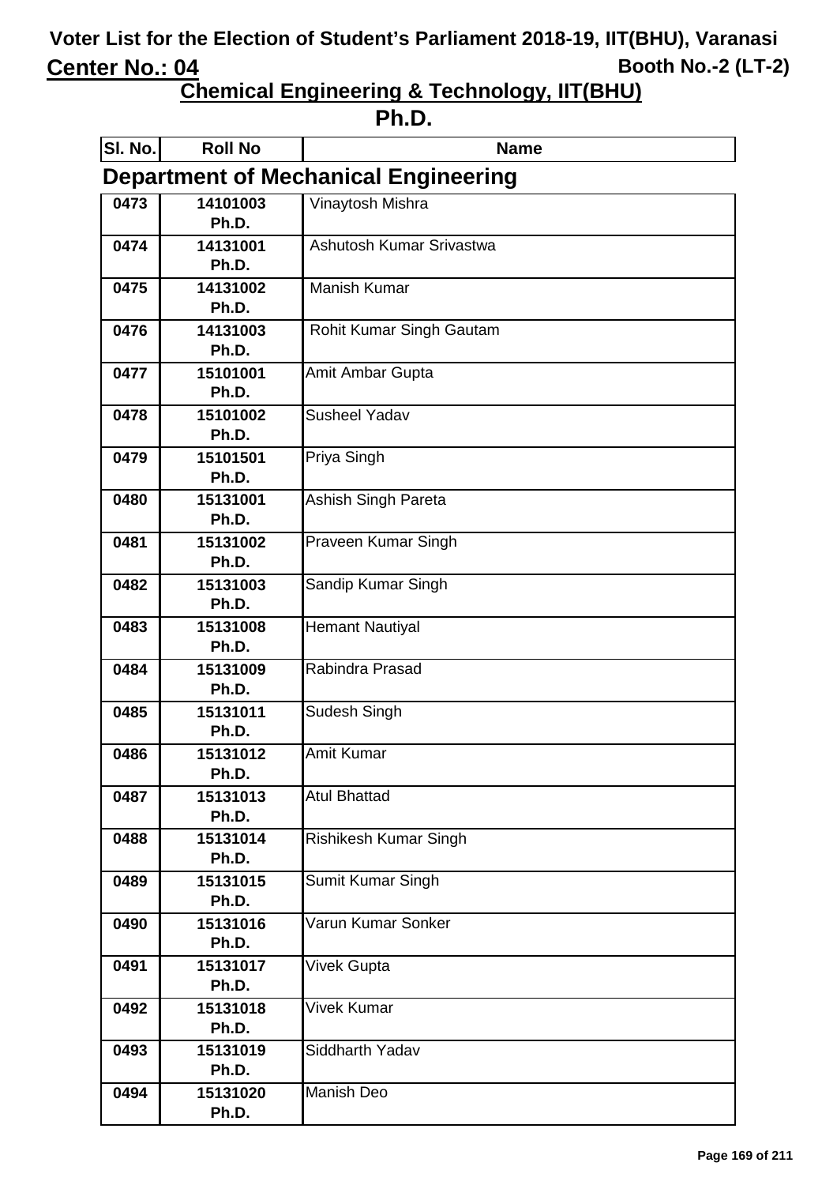# Voter List for the Election of Student's Parliament 2018-19, IIT(BHU), Varanasi

**Center No.: 04** Booth No.-2 (LT-2)

## Chemical Engineering & Technology, IIT(BHU)

## Ph.D.

### Department of Mechanical Engineering

| Sl. No. | Roll No | Name |
|---|---|---|
| 0473 | 14101003 Ph.D. | Vinaytosh Mishra |
| 0474 | 14131001 Ph.D. | Ashutosh Kumar Srivastwa |
| 0475 | 14131002 Ph.D. | Manish Kumar |
| 0476 | 14131003 Ph.D. | Rohit Kumar Singh Gautam |
| 0477 | 15101001 Ph.D. | Amit Ambar Gupta |
| 0478 | 15101002 Ph.D. | Susheel Yadav |
| 0479 | 15101501 Ph.D. | Priya Singh |
| 0480 | 15131001 Ph.D. | Ashish Singh Pareta |
| 0481 | 15131002 Ph.D. | Praveen Kumar Singh |
| 0482 | 15131003 Ph.D. | Sandip Kumar Singh |
| 0483 | 15131008 Ph.D. | Hemant Nautiyal |
| 0484 | 15131009 Ph.D. | Rabindra Prasad |
| 0485 | 15131011 Ph.D. | Sudesh Singh |
| 0486 | 15131012 Ph.D. | Amit Kumar |
| 0487 | 15131013 Ph.D. | Atul Bhattad |
| 0488 | 15131014 Ph.D. | Rishikesh Kumar Singh |
| 0489 | 15131015 Ph.D. | Sumit Kumar Singh |
| 0490 | 15131016 Ph.D. | Varun Kumar Sonker |
| 0491 | 15131017 Ph.D. | Vivek Gupta |
| 0492 | 15131018 Ph.D. | Vivek Kumar |
| 0493 | 15131019 Ph.D. | Siddharth Yadav |
| 0494 | 15131020 Ph.D. | Manish Deo |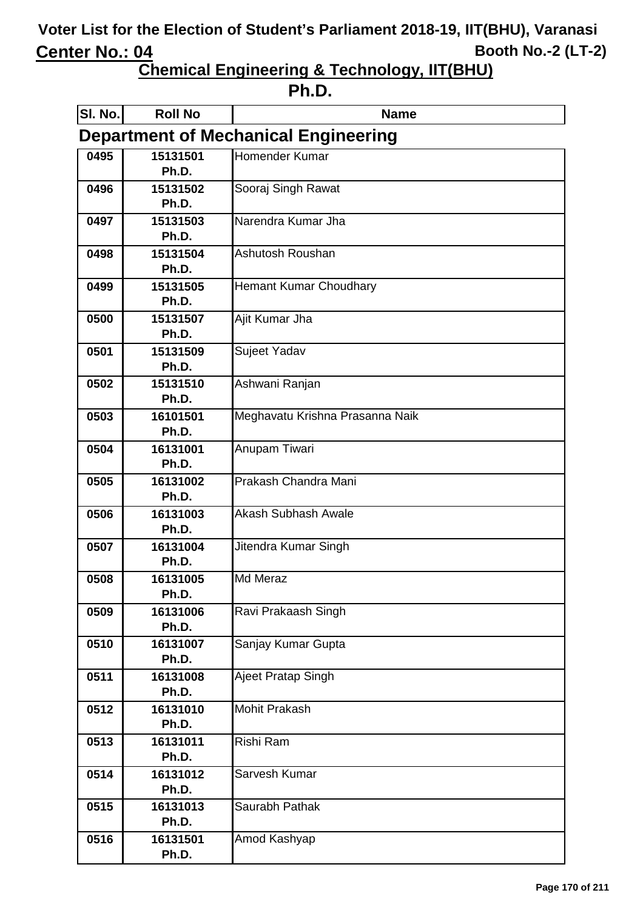# Voter List for the Election of Student's Parliament 2018-19, IIT(BHU), Varanasi

**Center No.: 04** **Booth No.-2 (LT-2)**

## Chemical Engineering & Technology, IIT(BHU)

## Ph.D.

### Department of Mechanical Engineering

| Sl. No. | Roll No | Name |
|---|---|---|
| 0495 | 15131501 Ph.D. | Homender Kumar |
| 0496 | 15131502 Ph.D. | Sooraj Singh Rawat |
| 0497 | 15131503 Ph.D. | Narendra Kumar Jha |
| 0498 | 15131504 Ph.D. | Ashutosh Roushan |
| 0499 | 15131505 Ph.D. | Hemant Kumar Choudhary |
| 0500 | 15131507 Ph.D. | Ajit Kumar Jha |
| 0501 | 15131509 Ph.D. | Sujeet Yadav |
| 0502 | 15131510 Ph.D. | Ashwani Ranjan |
| 0503 | 16101501 Ph.D. | Meghavatu Krishna Prasanna Naik |
| 0504 | 16131001 Ph.D. | Anupam Tiwari |
| 0505 | 16131002 Ph.D. | Prakash Chandra Mani |
| 0506 | 16131003 Ph.D. | Akash Subhash Awale |
| 0507 | 16131004 Ph.D. | Jitendra Kumar Singh |
| 0508 | 16131005 Ph.D. | Md Meraz |
| 0509 | 16131006 Ph.D. | Ravi Prakaash Singh |
| 0510 | 16131007 Ph.D. | Sanjay Kumar Gupta |
| 0511 | 16131008 Ph.D. | Ajeet Pratap Singh |
| 0512 | 16131010 Ph.D. | Mohit Prakash |
| 0513 | 16131011 Ph.D. | Rishi Ram |
| 0514 | 16131012 Ph.D. | Sarvesh Kumar |
| 0515 | 16131013 Ph.D. | Saurabh Pathak |
| 0516 | 16131501 Ph.D. | Amod Kashyap |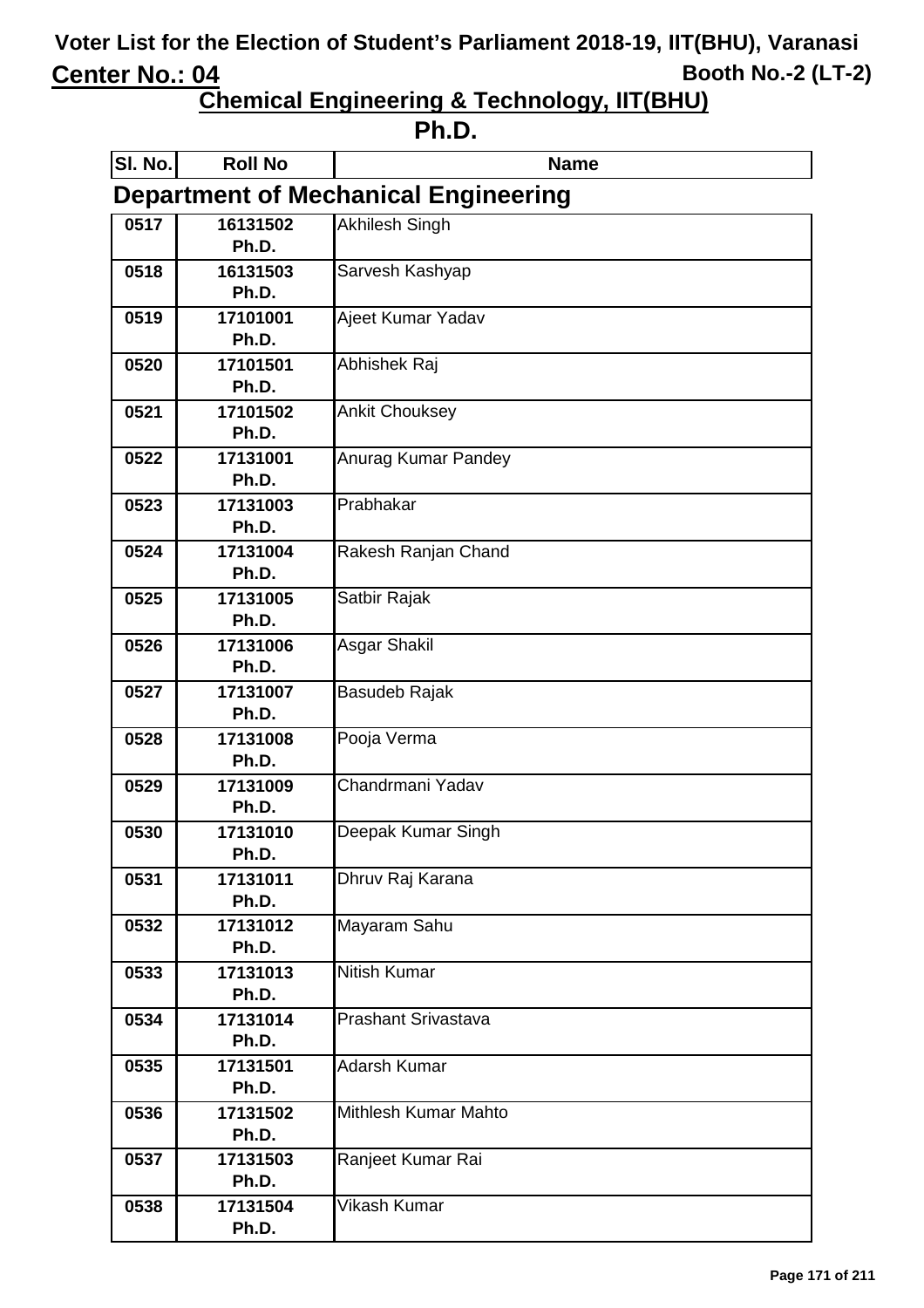# Voter List for the Election of Student's Parliament 2018-19, IIT(BHU), Varanasi

**Center No.: 04** **Booth No.-2 (LT-2)**

## Chemical Engineering & Technology, IIT(BHU)

## Ph.D.

### Department of Mechanical Engineering

| Sl. No. | Roll No | Name |
|---|---|---|
| 0517 | 16131502 Ph.D. | Akhilesh Singh |
| 0518 | 16131503 Ph.D. | Sarvesh Kashyap |
| 0519 | 17101001 Ph.D. | Ajeet Kumar Yadav |
| 0520 | 17101501 Ph.D. | Abhishek Raj |
| 0521 | 17101502 Ph.D. | Ankit Chouksey |
| 0522 | 17131001 Ph.D. | Anurag Kumar Pandey |
| 0523 | 17131003 Ph.D. | Prabhakar |
| 0524 | 17131004 Ph.D. | Rakesh Ranjan Chand |
| 0525 | 17131005 Ph.D. | Satbir Rajak |
| 0526 | 17131006 Ph.D. | Asgar Shakil |
| 0527 | 17131007 Ph.D. | Basudeb Rajak |
| 0528 | 17131008 Ph.D. | Pooja Verma |
| 0529 | 17131009 Ph.D. | Chandrmani Yadav |
| 0530 | 17131010 Ph.D. | Deepak Kumar Singh |
| 0531 | 17131011 Ph.D. | Dhruv Raj Karana |
| 0532 | 17131012 Ph.D. | Mayaram Sahu |
| 0533 | 17131013 Ph.D. | Nitish Kumar |
| 0534 | 17131014 Ph.D. | Prashant Srivastava |
| 0535 | 17131501 Ph.D. | Adarsh Kumar |
| 0536 | 17131502 Ph.D. | Mithlesh Kumar Mahto |
| 0537 | 17131503 Ph.D. | Ranjeet Kumar Rai |
| 0538 | 17131504 Ph.D. | Vikash Kumar |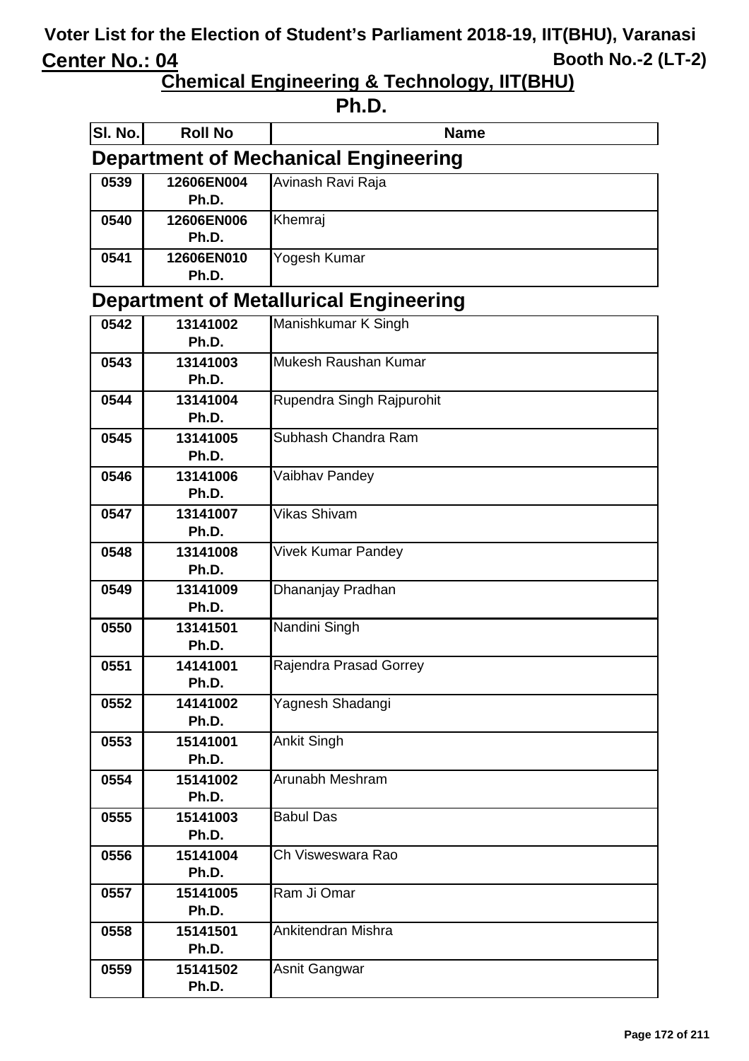# Voter List for the Election of Student's Parliament 2018-19, IIT(BHU), Varanasi

**Center No.: 04** — **Booth No.-2 (LT-2)**

## Chemical Engineering & Technology, IIT(BHU)

## Ph.D.

| Sl. No. | Roll No | Name |
|---|---|---|

### Department of Mechanical Engineering

| Sl. No. | Roll No | Name |
|---|---|---|
| 0539 | 12606EN004 Ph.D. | Avinash Ravi Raja |
| 0540 | 12606EN006 Ph.D. | Khemraj |
| 0541 | 12606EN010 Ph.D. | Yogesh Kumar |

### Department of Metallurical Engineering

| Sl. No. | Roll No | Name |
|---|---|---|
| 0542 | 13141002 Ph.D. | Manishkumar K Singh |
| 0543 | 13141003 Ph.D. | Mukesh Raushan Kumar |
| 0544 | 13141004 Ph.D. | Rupendra Singh Rajpurohit |
| 0545 | 13141005 Ph.D. | Subhash Chandra Ram |
| 0546 | 13141006 Ph.D. | Vaibhav Pandey |
| 0547 | 13141007 Ph.D. | Vikas Shivam |
| 0548 | 13141008 Ph.D. | Vivek Kumar Pandey |
| 0549 | 13141009 Ph.D. | Dhananjay Pradhan |
| 0550 | 13141501 Ph.D. | Nandini Singh |
| 0551 | 14141001 Ph.D. | Rajendra Prasad Gorrey |
| 0552 | 14141002 Ph.D. | Yagnesh Shadangi |
| 0553 | 15141001 Ph.D. | Ankit Singh |
| 0554 | 15141002 Ph.D. | Arunabh Meshram |
| 0555 | 15141003 Ph.D. | Babul Das |
| 0556 | 15141004 Ph.D. | Ch Visweswara Rao |
| 0557 | 15141005 Ph.D. | Ram Ji Omar |
| 0558 | 15141501 Ph.D. | Ankitendran Mishra |
| 0559 | 15141502 Ph.D. | Asnit Gangwar |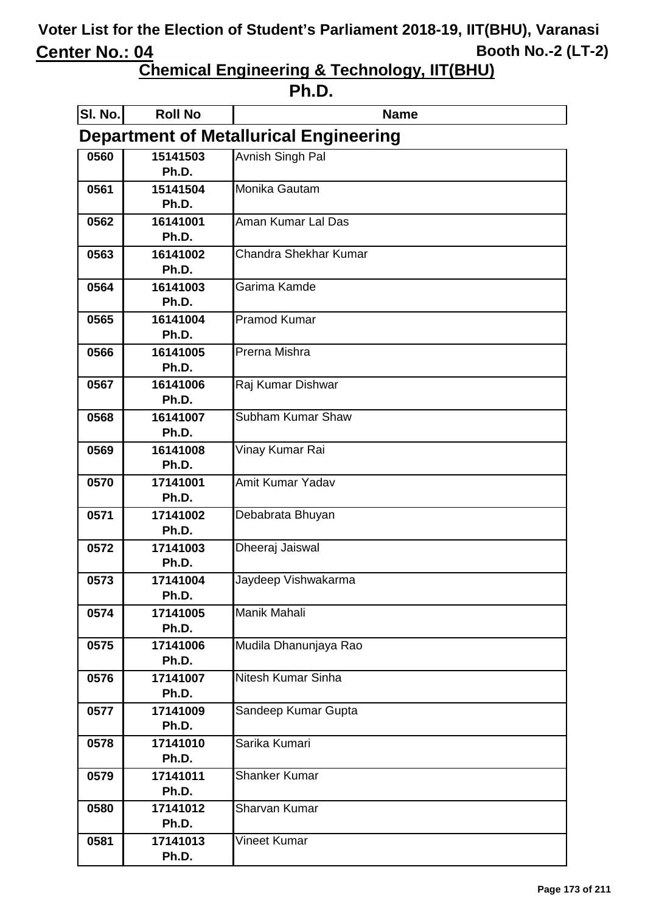# Voter List for the Election of Student's Parliament 2018-19, IIT(BHU), Varanasi

**Center No.: 04** Booth No.-2 (LT-2)

## Chemical Engineering & Technology, IIT(BHU)

## Ph.D.

### Department of Metallurical Engineering

| Sl. No. | Roll No | Name |
|---|---|---|
| 0560 | 15141503 Ph.D. | Avnish Singh Pal |
| 0561 | 15141504 Ph.D. | Monika Gautam |
| 0562 | 16141001 Ph.D. | Aman Kumar Lal Das |
| 0563 | 16141002 Ph.D. | Chandra Shekhar Kumar |
| 0564 | 16141003 Ph.D. | Garima Kamde |
| 0565 | 16141004 Ph.D. | Pramod Kumar |
| 0566 | 16141005 Ph.D. | Prerna Mishra |
| 0567 | 16141006 Ph.D. | Raj Kumar Dishwar |
| 0568 | 16141007 Ph.D. | Subham Kumar Shaw |
| 0569 | 16141008 Ph.D. | Vinay Kumar Rai |
| 0570 | 17141001 Ph.D. | Amit Kumar Yadav |
| 0571 | 17141002 Ph.D. | Debabrata Bhuyan |
| 0572 | 17141003 Ph.D. | Dheeraj Jaiswal |
| 0573 | 17141004 Ph.D. | Jaydeep Vishwakarma |
| 0574 | 17141005 Ph.D. | Manik Mahali |
| 0575 | 17141006 Ph.D. | Mudila Dhanunjaya Rao |
| 0576 | 17141007 Ph.D. | Nitesh Kumar Sinha |
| 0577 | 17141009 Ph.D. | Sandeep Kumar Gupta |
| 0578 | 17141010 Ph.D. | Sarika Kumari |
| 0579 | 17141011 Ph.D. | Shanker Kumar |
| 0580 | 17141012 Ph.D. | Sharvan Kumar |
| 0581 | 17141013 Ph.D. | Vineet Kumar |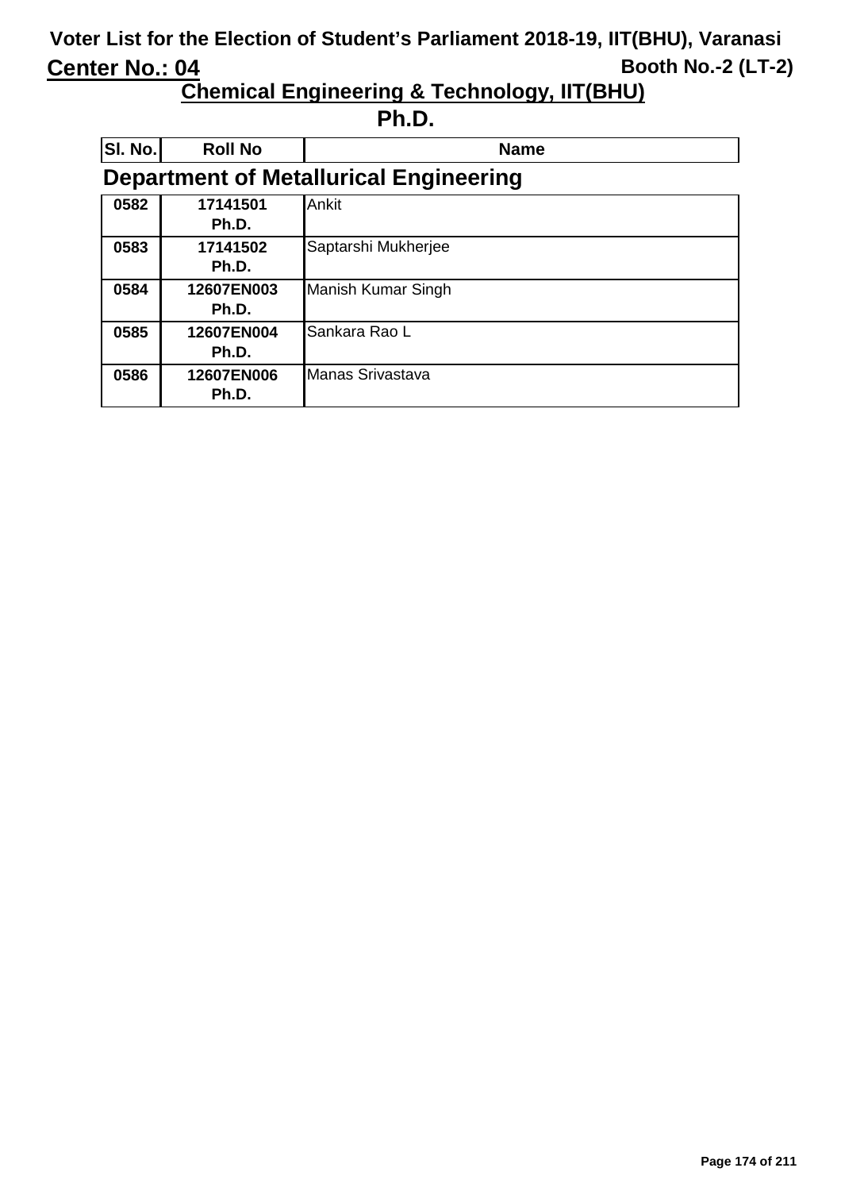# Voter List for the Election of Student's Parliament 2018-19, IIT(BHU), Varanasi

**Center No.: 04** | **Booth No.-2 (LT-2)**

## Chemical Engineering & Technology, IIT(BHU)

## Ph.D.

### Department of Metallurical Engineering

| Sl. No. | Roll No | Name |
|---|---|---|
| 0582 | 17141501 Ph.D. | Ankit |
| 0583 | 17141502 Ph.D. | Saptarshi Mukherjee |
| 0584 | 12607EN003 Ph.D. | Manish Kumar Singh |
| 0585 | 12607EN004 Ph.D. | Sankara Rao L |
| 0586 | 12607EN006 Ph.D. | Manas Srivastava |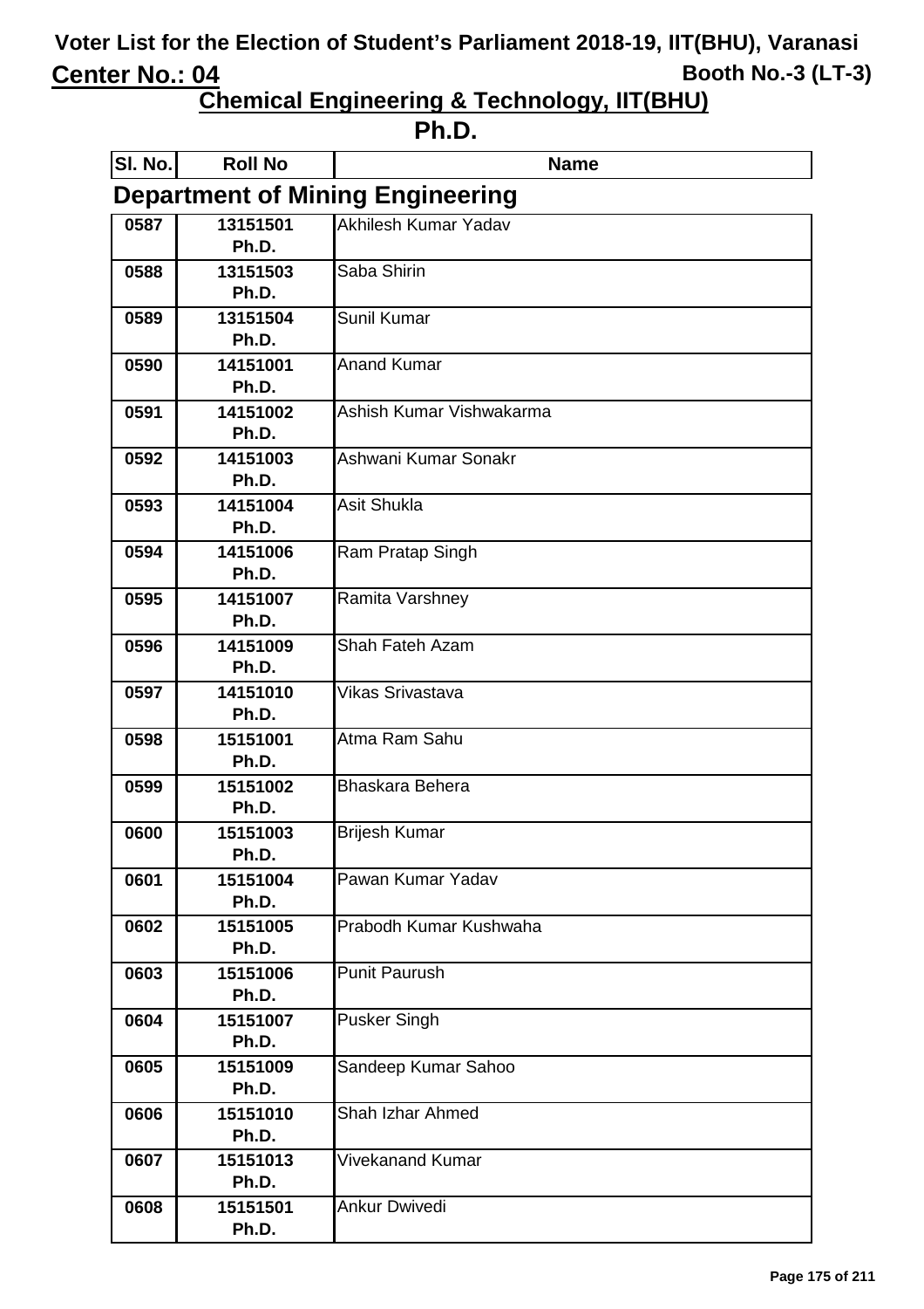# Voter List for the Election of Student's Parliament 2018-19, IIT(BHU), Varanasi

**Center No.: 04** **Booth No.-3 (LT-3)**

## Chemical Engineering & Technology, IIT(BHU)

## Ph.D.

### Department of Mining Engineering

| Sl. No. | Roll No | Name |
|---|---|---|
| 0587 | 13151501 Ph.D. | Akhilesh Kumar Yadav |
| 0588 | 13151503 Ph.D. | Saba Shirin |
| 0589 | 13151504 Ph.D. | Sunil Kumar |
| 0590 | 14151001 Ph.D. | Anand Kumar |
| 0591 | 14151002 Ph.D. | Ashish Kumar Vishwakarma |
| 0592 | 14151003 Ph.D. | Ashwani Kumar Sonakr |
| 0593 | 14151004 Ph.D. | Asit Shukla |
| 0594 | 14151006 Ph.D. | Ram Pratap Singh |
| 0595 | 14151007 Ph.D. | Ramita Varshney |
| 0596 | 14151009 Ph.D. | Shah Fateh Azam |
| 0597 | 14151010 Ph.D. | Vikas Srivastava |
| 0598 | 15151001 Ph.D. | Atma Ram Sahu |
| 0599 | 15151002 Ph.D. | Bhaskara Behera |
| 0600 | 15151003 Ph.D. | Brijesh Kumar |
| 0601 | 15151004 Ph.D. | Pawan Kumar Yadav |
| 0602 | 15151005 Ph.D. | Prabodh Kumar Kushwaha |
| 0603 | 15151006 Ph.D. | Punit Paurush |
| 0604 | 15151007 Ph.D. | Pusker Singh |
| 0605 | 15151009 Ph.D. | Sandeep Kumar Sahoo |
| 0606 | 15151010 Ph.D. | Shah Izhar Ahmed |
| 0607 | 15151013 Ph.D. | Vivekanand Kumar |
| 0608 | 15151501 Ph.D. | Ankur Dwivedi |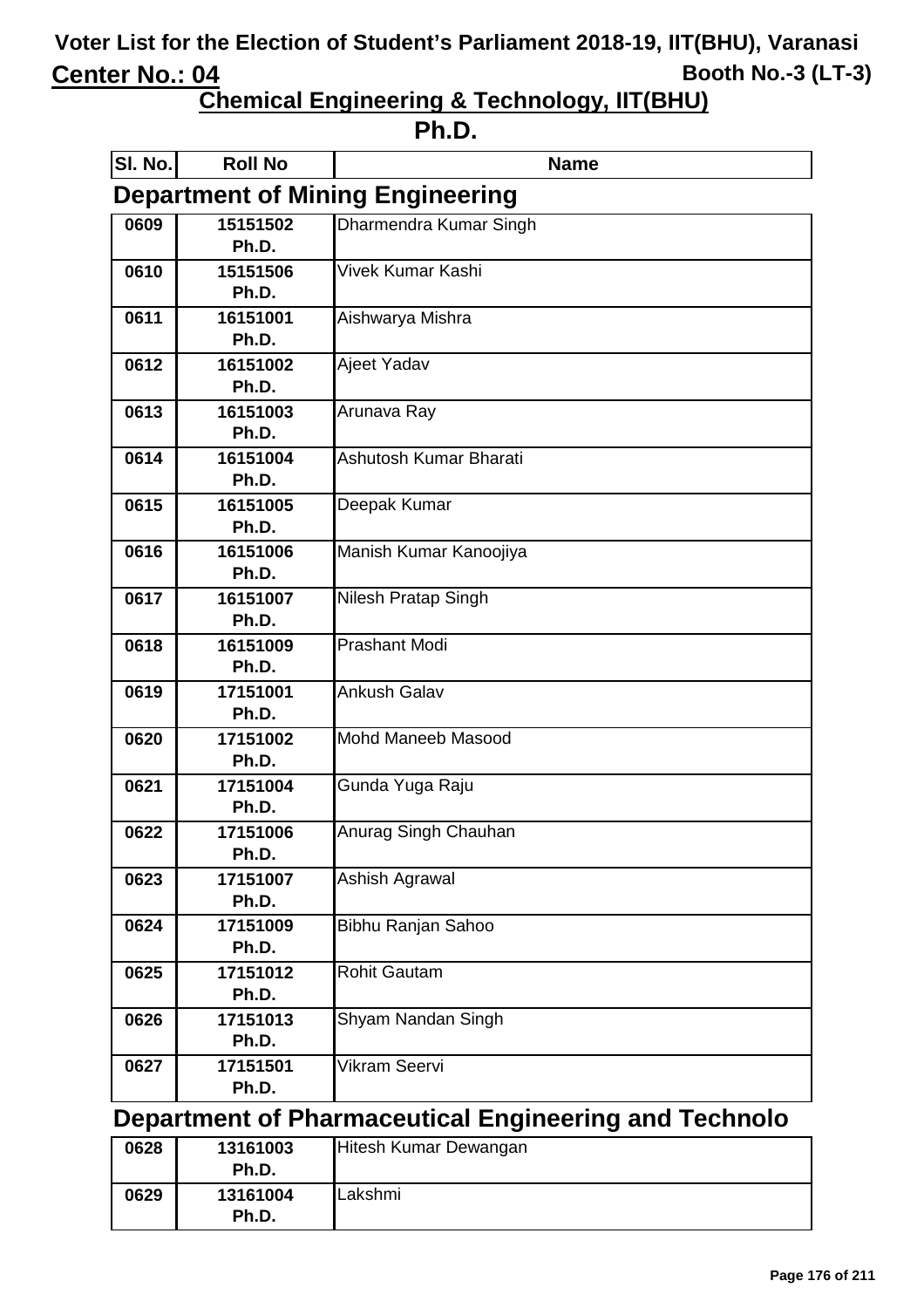# Voter List for the Election of Student's Parliament 2018-19, IIT(BHU), Varanasi

**Center No.: 04** **Booth No.-3 (LT-3)**

## Chemical Engineering & Technology, IIT(BHU)

## Ph.D.

| Sl. No. | Roll No | Name |
|---|---|---|

### Department of Mining Engineering

| Sl. No. | Roll No | Name |
|---|---|---|
| 0609 | 15151502 Ph.D. | Dharmendra Kumar Singh |
| 0610 | 15151506 Ph.D. | Vivek Kumar Kashi |
| 0611 | 16151001 Ph.D. | Aishwarya Mishra |
| 0612 | 16151002 Ph.D. | Ajeet Yadav |
| 0613 | 16151003 Ph.D. | Arunava Ray |
| 0614 | 16151004 Ph.D. | Ashutosh Kumar Bharati |
| 0615 | 16151005 Ph.D. | Deepak Kumar |
| 0616 | 16151006 Ph.D. | Manish Kumar Kanoojiya |
| 0617 | 16151007 Ph.D. | Nilesh Pratap Singh |
| 0618 | 16151009 Ph.D. | Prashant Modi |
| 0619 | 17151001 Ph.D. | Ankush Galav |
| 0620 | 17151002 Ph.D. | Mohd Maneeb Masood |
| 0621 | 17151004 Ph.D. | Gunda Yuga Raju |
| 0622 | 17151006 Ph.D. | Anurag Singh Chauhan |
| 0623 | 17151007 Ph.D. | Ashish Agrawal |
| 0624 | 17151009 Ph.D. | Bibhu Ranjan Sahoo |
| 0625 | 17151012 Ph.D. | Rohit Gautam |
| 0626 | 17151013 Ph.D. | Shyam Nandan Singh |
| 0627 | 17151501 Ph.D. | Vikram Seervi |

### Department of Pharmaceutical Engineering and Technolo

| Sl. No. | Roll No | Name |
|---|---|---|
| 0628 | 13161003 Ph.D. | Hitesh Kumar Dewangan |
| 0629 | 13161004 Ph.D. | Lakshmi |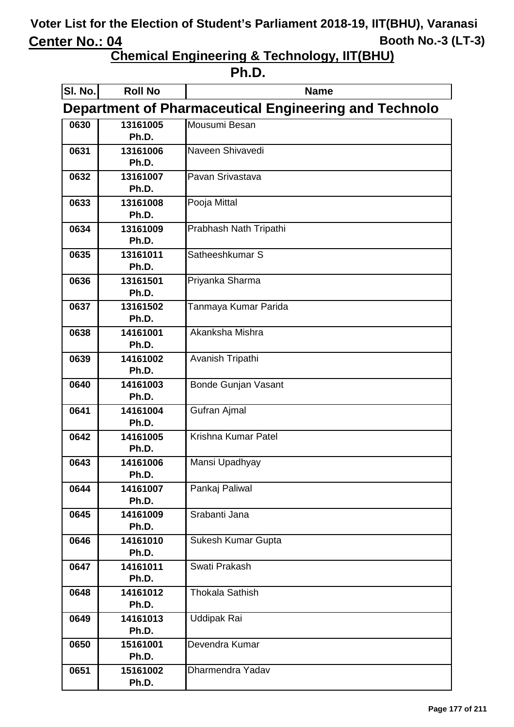# Voter List for the Election of Student's Parliament 2018-19, IIT(BHU), Varanasi

**Center No.: 04** | **Booth No.-3 (LT-3)**

## Chemical Engineering & Technology, IIT(BHU)

## Ph.D.

| Sl. No. | Roll No | Name |
|---|---|---|
| **Department of Pharmaceutical Engineering and Technolo** | | |
| 0630 | 13161005 Ph.D. | Mousumi Besan |
| 0631 | 13161006 Ph.D. | Naveen Shivavedi |
| 0632 | 13161007 Ph.D. | Pavan Srivastava |
| 0633 | 13161008 Ph.D. | Pooja Mittal |
| 0634 | 13161009 Ph.D. | Prabhash Nath Tripathi |
| 0635 | 13161011 Ph.D. | Satheeshkumar S |
| 0636 | 13161501 Ph.D. | Priyanka Sharma |
| 0637 | 13161502 Ph.D. | Tanmaya Kumar Parida |
| 0638 | 14161001 Ph.D. | Akanksha Mishra |
| 0639 | 14161002 Ph.D. | Avanish Tripathi |
| 0640 | 14161003 Ph.D. | Bonde Gunjan Vasant |
| 0641 | 14161004 Ph.D. | Gufran Ajmal |
| 0642 | 14161005 Ph.D. | Krishna Kumar Patel |
| 0643 | 14161006 Ph.D. | Mansi Upadhyay |
| 0644 | 14161007 Ph.D. | Pankaj Paliwal |
| 0645 | 14161009 Ph.D. | Srabanti Jana |
| 0646 | 14161010 Ph.D. | Sukesh Kumar Gupta |
| 0647 | 14161011 Ph.D. | Swati Prakash |
| 0648 | 14161012 Ph.D. | Thokala Sathish |
| 0649 | 14161013 Ph.D. | Uddipak Rai |
| 0650 | 15161001 Ph.D. | Devendra Kumar |
| 0651 | 15161002 Ph.D. | Dharmendra Yadav |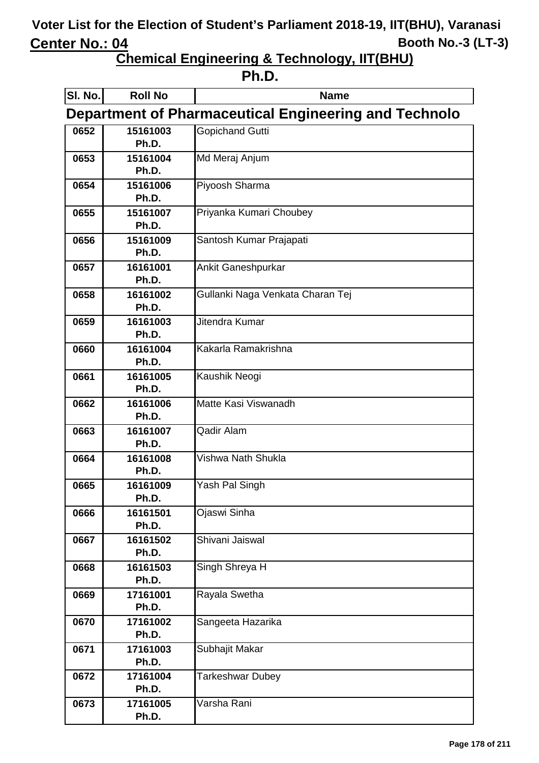# Voter List for the Election of Student's Parliament 2018-19, IIT(BHU), Varanasi

**Center No.: 04** **Booth No.-3 (LT-3)**

## Chemical Engineering & Technology, IIT(BHU)

### Ph.D.

| Sl. No. | Roll No | Name |
|---|---|---|

### Department of Pharmaceutical Engineering and Technolo

| Sl. No. | Roll No | Name |
|---|---|---|
| 0652 | 15161003 Ph.D. | Gopichand Gutti |
| 0653 | 15161004 Ph.D. | Md Meraj Anjum |
| 0654 | 15161006 Ph.D. | Piyoosh Sharma |
| 0655 | 15161007 Ph.D. | Priyanka Kumari Choubey |
| 0656 | 15161009 Ph.D. | Santosh Kumar Prajapati |
| 0657 | 16161001 Ph.D. | Ankit Ganeshpurkar |
| 0658 | 16161002 Ph.D. | Gullanki Naga Venkata Charan Tej |
| 0659 | 16161003 Ph.D. | Jitendra Kumar |
| 0660 | 16161004 Ph.D. | Kakarla Ramakrishna |
| 0661 | 16161005 Ph.D. | Kaushik Neogi |
| 0662 | 16161006 Ph.D. | Matte Kasi Viswanadh |
| 0663 | 16161007 Ph.D. | Qadir Alam |
| 0664 | 16161008 Ph.D. | Vishwa Nath Shukla |
| 0665 | 16161009 Ph.D. | Yash Pal Singh |
| 0666 | 16161501 Ph.D. | Ojaswi Sinha |
| 0667 | 16161502 Ph.D. | Shivani Jaiswal |
| 0668 | 16161503 Ph.D. | Singh Shreya H |
| 0669 | 17161001 Ph.D. | Rayala Swetha |
| 0670 | 17161002 Ph.D. | Sangeeta Hazarika |
| 0671 | 17161003 Ph.D. | Subhajit Makar |
| 0672 | 17161004 Ph.D. | Tarkeshwar Dubey |
| 0673 | 17161005 Ph.D. | Varsha Rani |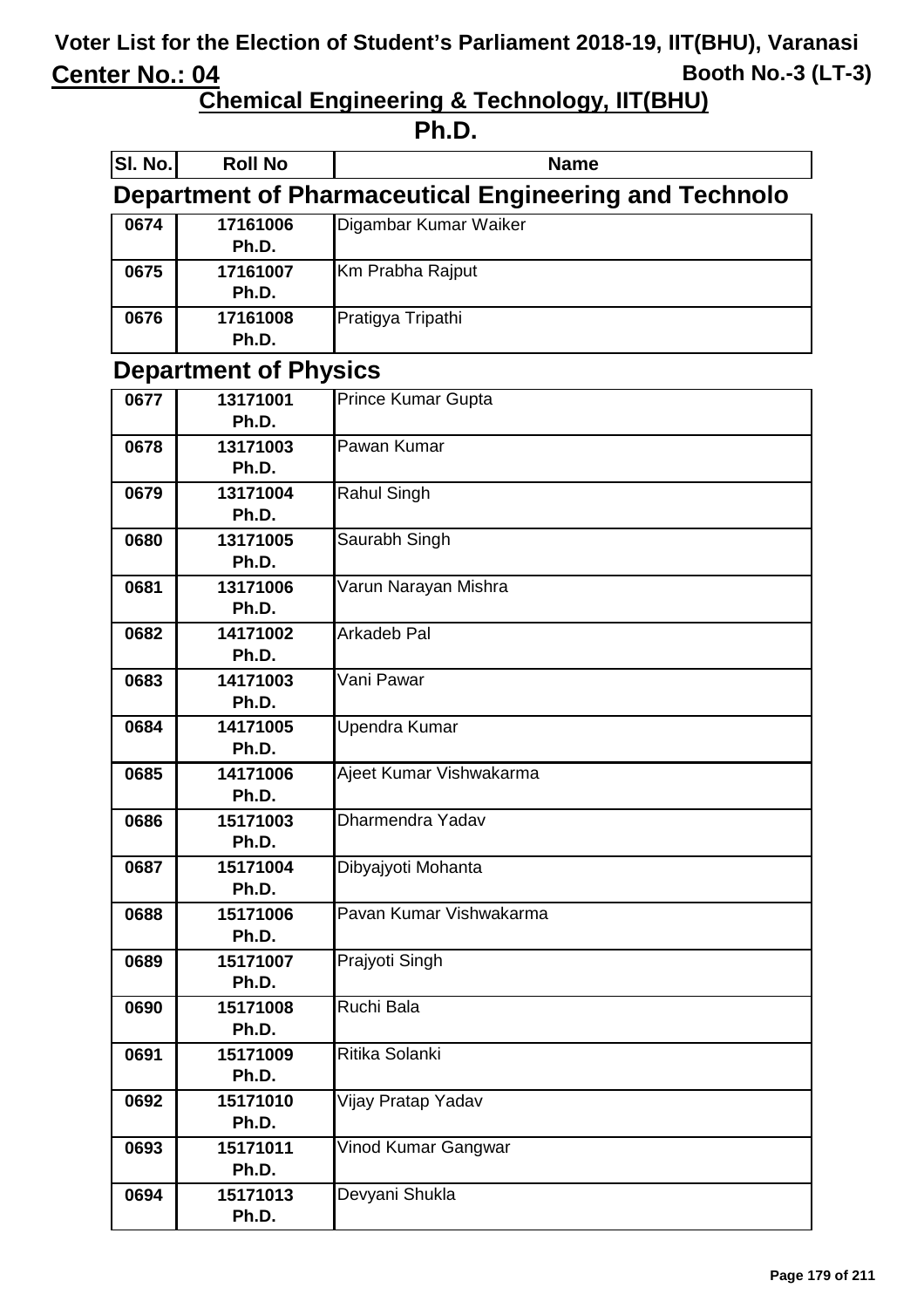# Voter List for the Election of Student's Parliament 2018-19, IIT(BHU), Varanasi

**Center No.: 04** | **Booth No.-3 (LT-3)**

## Chemical Engineering & Technology, IIT(BHU)

## Ph.D.

### Department of Pharmaceutical Engineering and Technolo

| Sl. No. | Roll No | Name |
|---|---|---|
| 0674 | 17161006 Ph.D. | Digambar Kumar Waiker |
| 0675 | 17161007 Ph.D. | Km Prabha Rajput |
| 0676 | 17161008 Ph.D. | Pratigya Tripathi |

### Department of Physics

| Sl. No. | Roll No | Name |
|---|---|---|
| 0677 | 13171001 Ph.D. | Prince Kumar Gupta |
| 0678 | 13171003 Ph.D. | Pawan Kumar |
| 0679 | 13171004 Ph.D. | Rahul Singh |
| 0680 | 13171005 Ph.D. | Saurabh Singh |
| 0681 | 13171006 Ph.D. | Varun Narayan Mishra |
| 0682 | 14171002 Ph.D. | Arkadeb Pal |
| 0683 | 14171003 Ph.D. | Vani Pawar |
| 0684 | 14171005 Ph.D. | Upendra Kumar |
| 0685 | 14171006 Ph.D. | Ajeet Kumar Vishwakarma |
| 0686 | 15171003 Ph.D. | Dharmendra Yadav |
| 0687 | 15171004 Ph.D. | Dibyajyoti Mohanta |
| 0688 | 15171006 Ph.D. | Pavan Kumar Vishwakarma |
| 0689 | 15171007 Ph.D. | Prajyoti Singh |
| 0690 | 15171008 Ph.D. | Ruchi Bala |
| 0691 | 15171009 Ph.D. | Ritika Solanki |
| 0692 | 15171010 Ph.D. | Vijay Pratap Yadav |
| 0693 | 15171011 Ph.D. | Vinod Kumar Gangwar |
| 0694 | 15171013 Ph.D. | Devyani Shukla |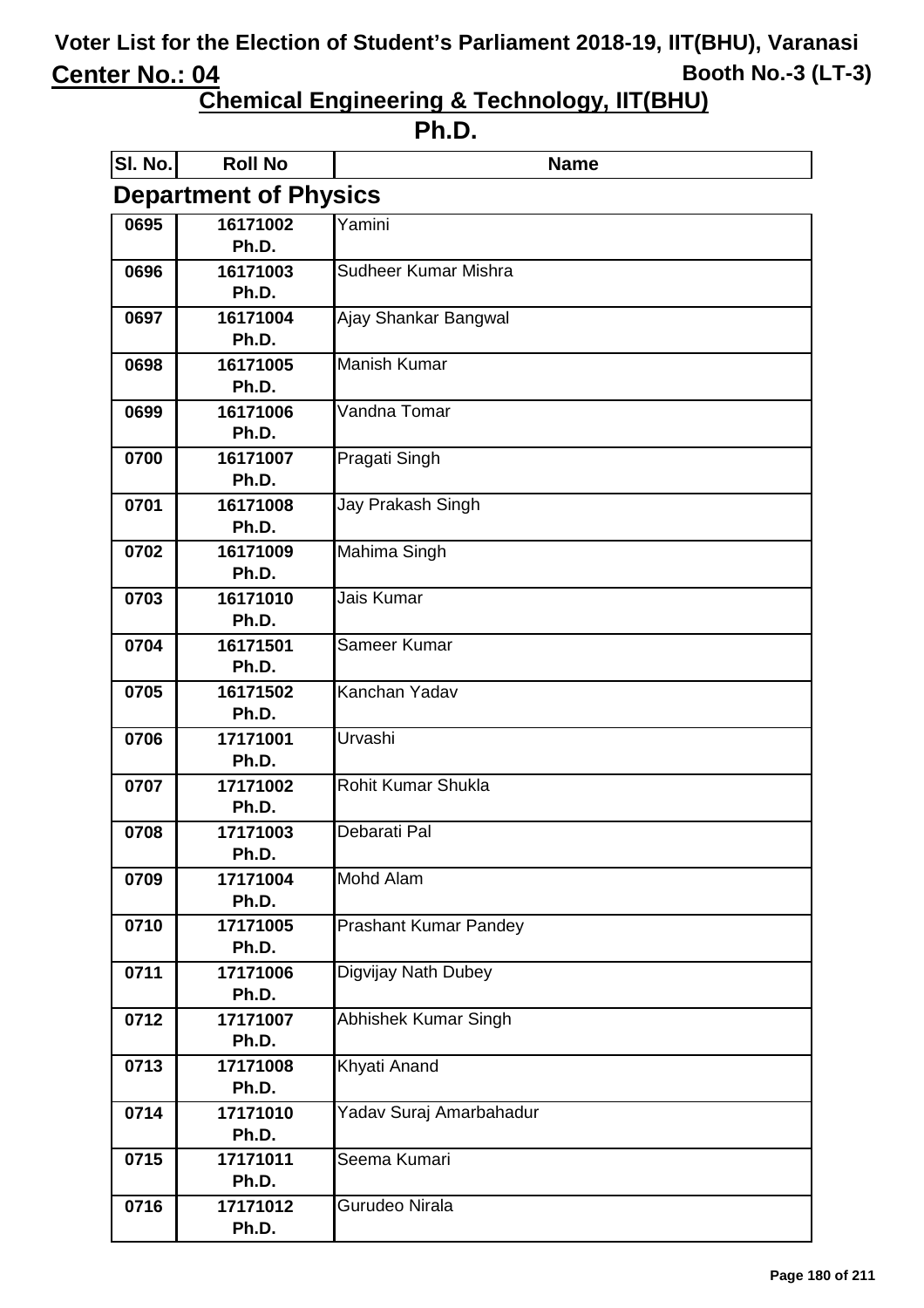# Voter List for the Election of Student's Parliament 2018-19, IIT(BHU), Varanasi

**Center No.: 04** **Booth No.-3 (LT-3)**

## Chemical Engineering & Technology, IIT(BHU)

## Ph.D.

### Department of Physics

| Sl. No. | Roll No | Name |
|---|---|---|
| 0695 | 16171002 Ph.D. | Yamini |
| 0696 | 16171003 Ph.D. | Sudheer Kumar Mishra |
| 0697 | 16171004 Ph.D. | Ajay Shankar Bangwal |
| 0698 | 16171005 Ph.D. | Manish Kumar |
| 0699 | 16171006 Ph.D. | Vandna Tomar |
| 0700 | 16171007 Ph.D. | Pragati Singh |
| 0701 | 16171008 Ph.D. | Jay Prakash Singh |
| 0702 | 16171009 Ph.D. | Mahima Singh |
| 0703 | 16171010 Ph.D. | Jais Kumar |
| 0704 | 16171501 Ph.D. | Sameer Kumar |
| 0705 | 16171502 Ph.D. | Kanchan Yadav |
| 0706 | 17171001 Ph.D. | Urvashi |
| 0707 | 17171002 Ph.D. | Rohit Kumar Shukla |
| 0708 | 17171003 Ph.D. | Debarati Pal |
| 0709 | 17171004 Ph.D. | Mohd Alam |
| 0710 | 17171005 Ph.D. | Prashant Kumar Pandey |
| 0711 | 17171006 Ph.D. | Digvijay Nath Dubey |
| 0712 | 17171007 Ph.D. | Abhishek Kumar Singh |
| 0713 | 17171008 Ph.D. | Khyati Anand |
| 0714 | 17171010 Ph.D. | Yadav Suraj Amarbahadur |
| 0715 | 17171011 Ph.D. | Seema Kumari |
| 0716 | 17171012 Ph.D. | Gurudeo Nirala |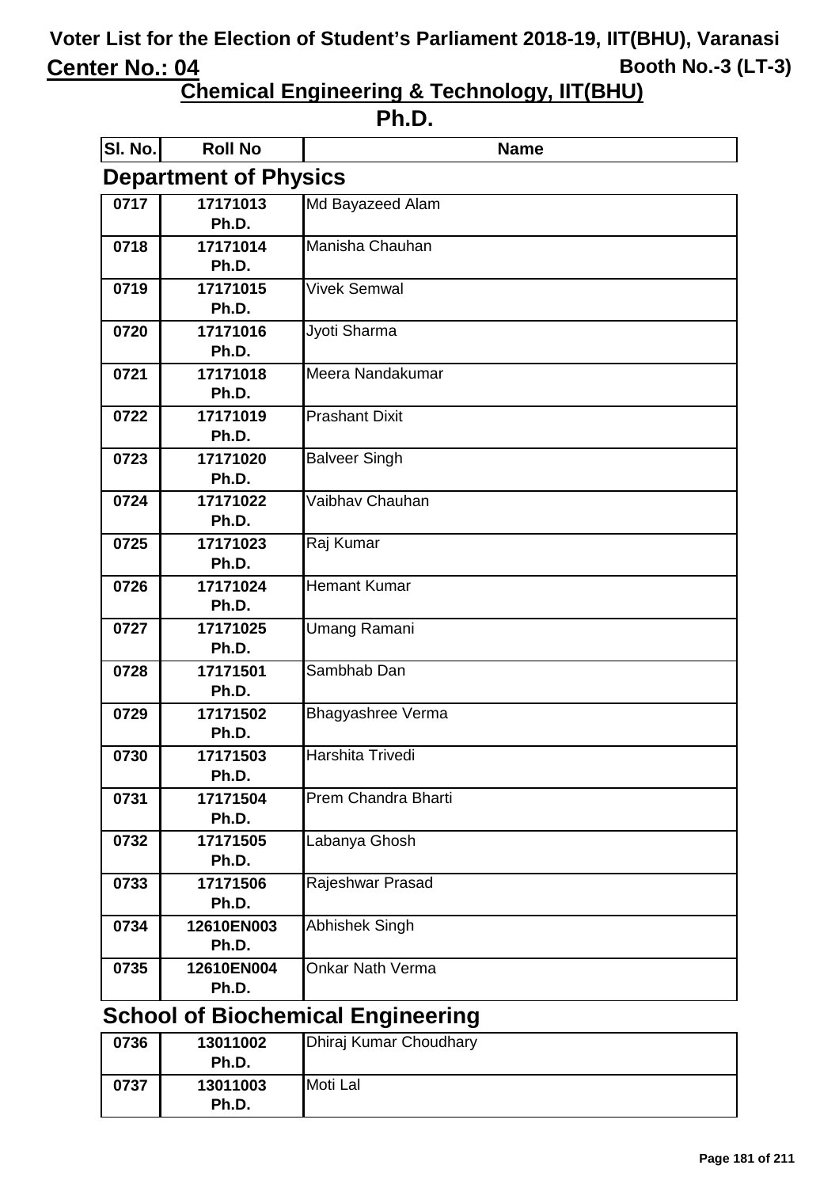# Voter List for the Election of Student's Parliament 2018-19, IIT(BHU), Varanasi

**Center No.: 04** — **Booth No.-3 (LT-3)**

## Chemical Engineering & Technology, IIT(BHU)

## Ph.D.

### Department of Physics

| Sl. No. | Roll No | Name |
|---|---|---|
| 0717 | 17171013 Ph.D. | Md Bayazeed Alam |
| 0718 | 17171014 Ph.D. | Manisha Chauhan |
| 0719 | 17171015 Ph.D. | Vivek Semwal |
| 0720 | 17171016 Ph.D. | Jyoti Sharma |
| 0721 | 17171018 Ph.D. | Meera Nandakumar |
| 0722 | 17171019 Ph.D. | Prashant Dixit |
| 0723 | 17171020 Ph.D. | Balveer Singh |
| 0724 | 17171022 Ph.D. | Vaibhav Chauhan |
| 0725 | 17171023 Ph.D. | Raj Kumar |
| 0726 | 17171024 Ph.D. | Hemant Kumar |
| 0727 | 17171025 Ph.D. | Umang Ramani |
| 0728 | 17171501 Ph.D. | Sambhab Dan |
| 0729 | 17171502 Ph.D. | Bhagyashree Verma |
| 0730 | 17171503 Ph.D. | Harshita Trivedi |
| 0731 | 17171504 Ph.D. | Prem Chandra Bharti |
| 0732 | 17171505 Ph.D. | Labanya Ghosh |
| 0733 | 17171506 Ph.D. | Rajeshwar Prasad |
| 0734 | 12610EN003 Ph.D. | Abhishek Singh |
| 0735 | 12610EN004 Ph.D. | Onkar Nath Verma |

### School of Biochemical Engineering

| Sl. No. | Roll No | Name |
|---|---|---|
| 0736 | 13011002 Ph.D. | Dhiraj Kumar Choudhary |
| 0737 | 13011003 Ph.D. | Moti Lal |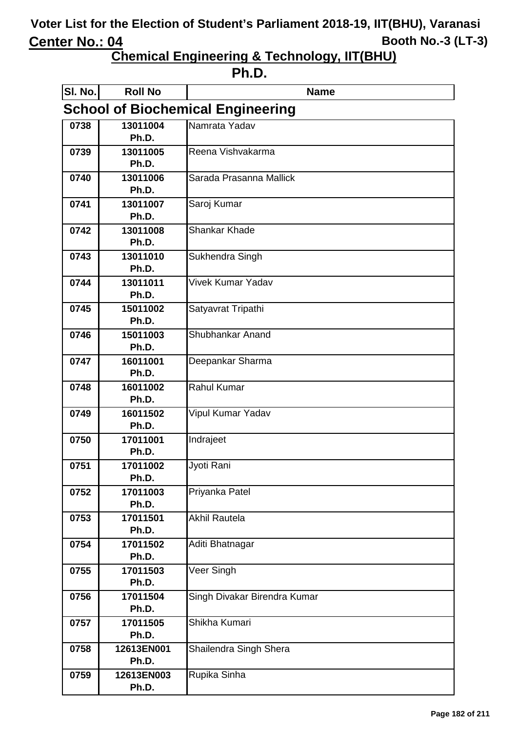# Voter List for the Election of Student's Parliament 2018-19, IIT(BHU), Varanasi

**Center No.: 04** Booth No.-3 (LT-3)

## Chemical Engineering & Technology, IIT(BHU)

## Ph.D.

### School of Biochemical Engineering

| Sl. No. | Roll No | Name |
|---|---|---|
| 0738 | 13011004 Ph.D. | Namrata Yadav |
| 0739 | 13011005 Ph.D. | Reena Vishvakarma |
| 0740 | 13011006 Ph.D. | Sarada Prasanna Mallick |
| 0741 | 13011007 Ph.D. | Saroj Kumar |
| 0742 | 13011008 Ph.D. | Shankar Khade |
| 0743 | 13011010 Ph.D. | Sukhendra Singh |
| 0744 | 13011011 Ph.D. | Vivek Kumar Yadav |
| 0745 | 15011002 Ph.D. | Satyavrat Tripathi |
| 0746 | 15011003 Ph.D. | Shubhankar Anand |
| 0747 | 16011001 Ph.D. | Deepankar Sharma |
| 0748 | 16011002 Ph.D. | Rahul Kumar |
| 0749 | 16011502 Ph.D. | Vipul Kumar Yadav |
| 0750 | 17011001 Ph.D. | Indrajeet |
| 0751 | 17011002 Ph.D. | Jyoti Rani |
| 0752 | 17011003 Ph.D. | Priyanka Patel |
| 0753 | 17011501 Ph.D. | Akhil Rautela |
| 0754 | 17011502 Ph.D. | Aditi Bhatnagar |
| 0755 | 17011503 Ph.D. | Veer Singh |
| 0756 | 17011504 Ph.D. | Singh Divakar Birendra Kumar |
| 0757 | 17011505 Ph.D. | Shikha Kumari |
| 0758 | 12613EN001 Ph.D. | Shailendra Singh Shera |
| 0759 | 12613EN003 Ph.D. | Rupika Sinha |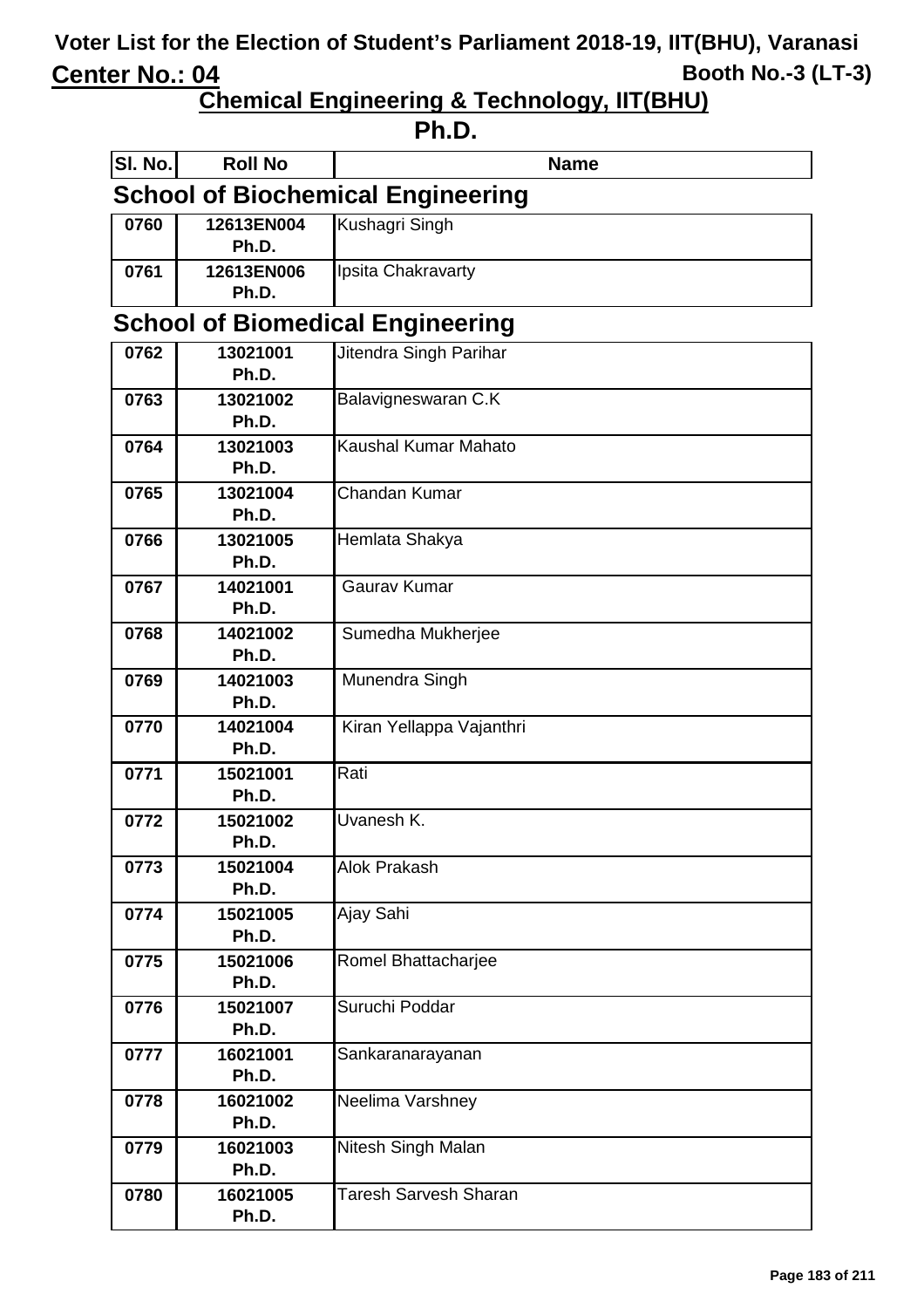# Voter List for the Election of Student's Parliament 2018-19, IIT(BHU), Varanasi

**Center No.: 04** **Booth No.-3 (LT-3)**

## Chemical Engineering & Technology, IIT(BHU)

### Ph.D.

| Sl. No. | Roll No | Name |
|---|---|---|

### School of Biochemical Engineering

| Sl. No. | Roll No | Name |
|---|---|---|
| 0760 | 12613EN004 Ph.D. | Kushagri Singh |
| 0761 | 12613EN006 Ph.D. | Ipsita Chakravarty |

### School of Biomedical Engineering

| Sl. No. | Roll No | Name |
|---|---|---|
| 0762 | 13021001 Ph.D. | Jitendra Singh Parihar |
| 0763 | 13021002 Ph.D. | Balavigneswaran C.K |
| 0764 | 13021003 Ph.D. | Kaushal Kumar Mahato |
| 0765 | 13021004 Ph.D. | Chandan Kumar |
| 0766 | 13021005 Ph.D. | Hemlata Shakya |
| 0767 | 14021001 Ph.D. | Gaurav Kumar |
| 0768 | 14021002 Ph.D. | Sumedha Mukherjee |
| 0769 | 14021003 Ph.D. | Munendra Singh |
| 0770 | 14021004 Ph.D. | Kiran Yellappa Vajanthri |
| 0771 | 15021001 Ph.D. | Rati |
| 0772 | 15021002 Ph.D. | Uvanesh K. |
| 0773 | 15021004 Ph.D. | Alok Prakash |
| 0774 | 15021005 Ph.D. | Ajay Sahi |
| 0775 | 15021006 Ph.D. | Romel Bhattacharjee |
| 0776 | 15021007 Ph.D. | Suruchi Poddar |
| 0777 | 16021001 Ph.D. | Sankaranarayanan |
| 0778 | 16021002 Ph.D. | Neelima Varshney |
| 0779 | 16021003 Ph.D. | Nitesh Singh Malan |
| 0780 | 16021005 Ph.D. | Taresh Sarvesh Sharan |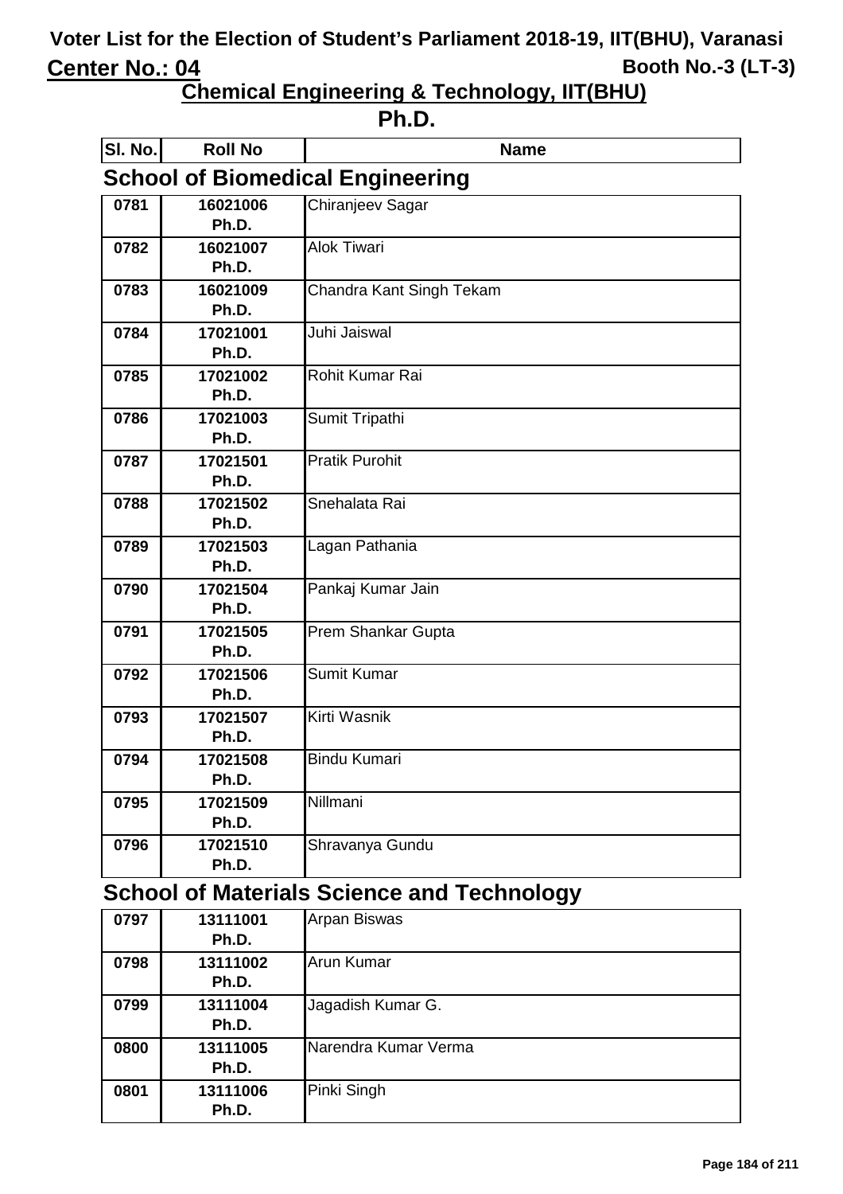# Voter List for the Election of Student's Parliament 2018-19, IIT(BHU), Varanasi

**Center No.: 04** **Booth No.-3 (LT-3)**

## Chemical Engineering & Technology, IIT(BHU)

## Ph.D.

### School of Biomedical Engineering

| Sl. No. | Roll No | Name |
|---|---|---|
| 0781 | 16021006 Ph.D. | Chiranjeev Sagar |
| 0782 | 16021007 Ph.D. | Alok Tiwari |
| 0783 | 16021009 Ph.D. | Chandra Kant Singh Tekam |
| 0784 | 17021001 Ph.D. | Juhi Jaiswal |
| 0785 | 17021002 Ph.D. | Rohit Kumar Rai |
| 0786 | 17021003 Ph.D. | Sumit Tripathi |
| 0787 | 17021501 Ph.D. | Pratik Purohit |
| 0788 | 17021502 Ph.D. | Snehalata Rai |
| 0789 | 17021503 Ph.D. | Lagan Pathania |
| 0790 | 17021504 Ph.D. | Pankaj Kumar Jain |
| 0791 | 17021505 Ph.D. | Prem Shankar Gupta |
| 0792 | 17021506 Ph.D. | Sumit Kumar |
| 0793 | 17021507 Ph.D. | Kirti Wasnik |
| 0794 | 17021508 Ph.D. | Bindu Kumari |
| 0795 | 17021509 Ph.D. | Nillmani |
| 0796 | 17021510 Ph.D. | Shravanya Gundu |

### School of Materials Science and Technology

| Sl. No. | Roll No | Name |
|---|---|---|
| 0797 | 13111001 Ph.D. | Arpan Biswas |
| 0798 | 13111002 Ph.D. | Arun Kumar |
| 0799 | 13111004 Ph.D. | Jagadish Kumar G. |
| 0800 | 13111005 Ph.D. | Narendra Kumar Verma |
| 0801 | 13111006 Ph.D. | Pinki Singh |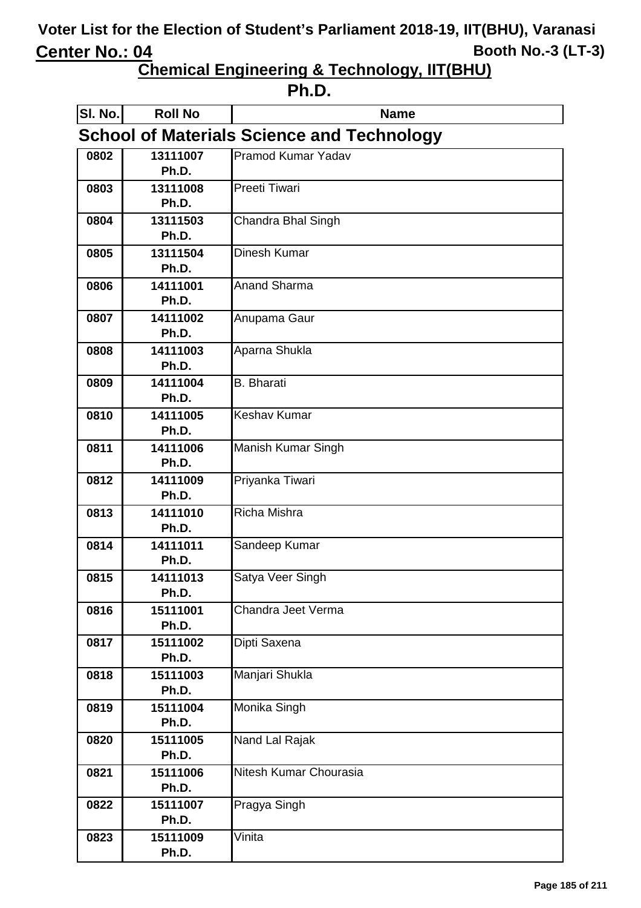# Voter List for the Election of Student's Parliament 2018-19, IIT(BHU), Varanasi

**Center No.: 04** **Booth No.-3 (LT-3)**

## Chemical Engineering & Technology, IIT(BHU)

## Ph.D.

### School of Materials Science and Technology

| Sl. No. | Roll No | Name |
|---|---|---|
| 0802 | 13111007 Ph.D. | Pramod Kumar Yadav |
| 0803 | 13111008 Ph.D. | Preeti Tiwari |
| 0804 | 13111503 Ph.D. | Chandra Bhal Singh |
| 0805 | 13111504 Ph.D. | Dinesh Kumar |
| 0806 | 14111001 Ph.D. | Anand Sharma |
| 0807 | 14111002 Ph.D. | Anupama Gaur |
| 0808 | 14111003 Ph.D. | Aparna Shukla |
| 0809 | 14111004 Ph.D. | B. Bharati |
| 0810 | 14111005 Ph.D. | Keshav Kumar |
| 0811 | 14111006 Ph.D. | Manish Kumar Singh |
| 0812 | 14111009 Ph.D. | Priyanka Tiwari |
| 0813 | 14111010 Ph.D. | Richa Mishra |
| 0814 | 14111011 Ph.D. | Sandeep Kumar |
| 0815 | 14111013 Ph.D. | Satya Veer Singh |
| 0816 | 15111001 Ph.D. | Chandra Jeet Verma |
| 0817 | 15111002 Ph.D. | Dipti Saxena |
| 0818 | 15111003 Ph.D. | Manjari Shukla |
| 0819 | 15111004 Ph.D. | Monika Singh |
| 0820 | 15111005 Ph.D. | Nand Lal Rajak |
| 0821 | 15111006 Ph.D. | Nitesh Kumar Chourasia |
| 0822 | 15111007 Ph.D. | Pragya Singh |
| 0823 | 15111009 Ph.D. | Vinita |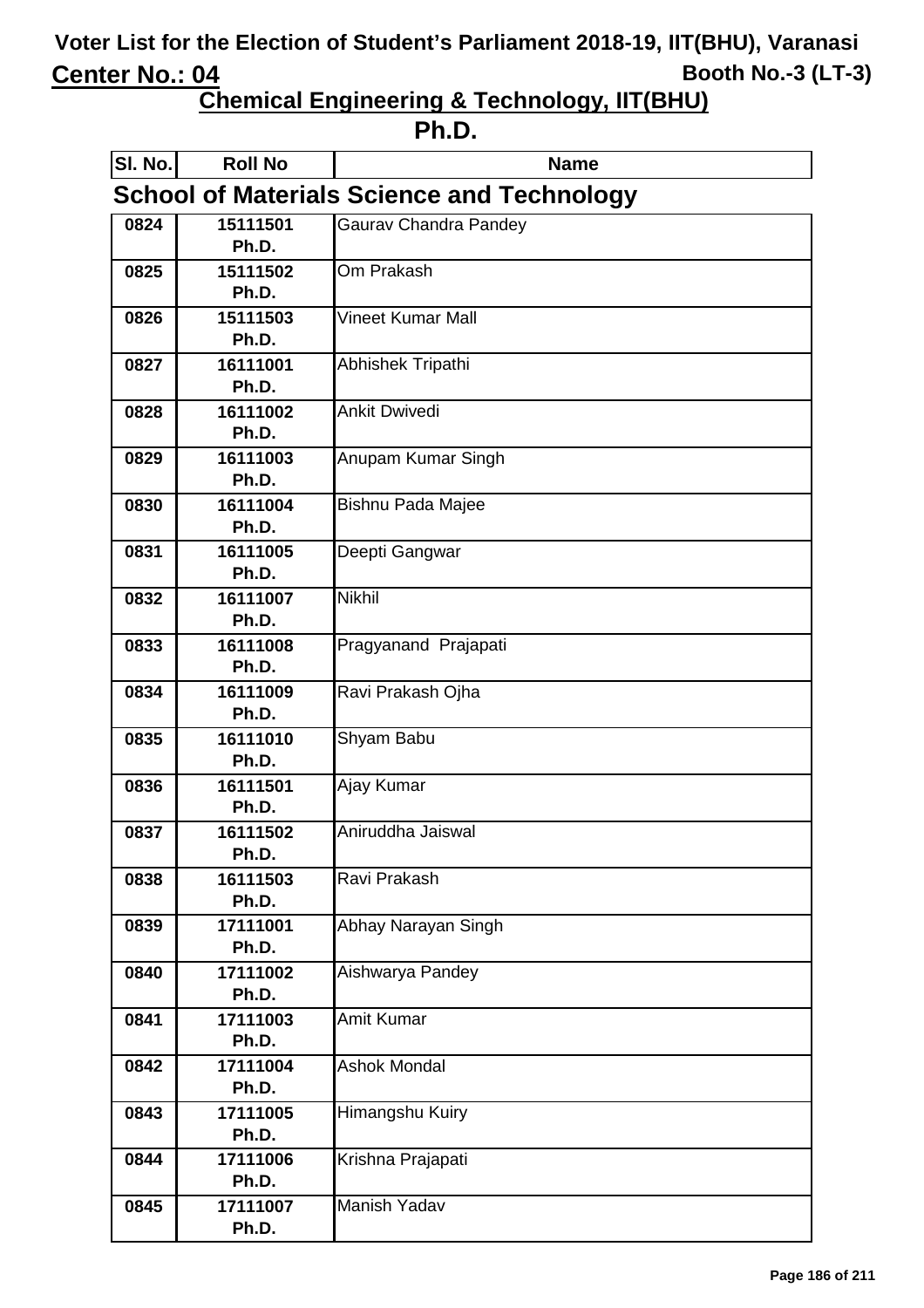# Voter List for the Election of Student's Parliament 2018-19, IIT(BHU), Varanasi

**Center No.: 04** **Booth No.-3 (LT-3)**

## Chemical Engineering & Technology, IIT(BHU)

## Ph.D.

### School of Materials Science and Technology

| Sl. No. | Roll No | Name |
|---|---|---|
| 0824 | 15111501 Ph.D. | Gaurav Chandra Pandey |
| 0825 | 15111502 Ph.D. | Om Prakash |
| 0826 | 15111503 Ph.D. | Vineet Kumar Mall |
| 0827 | 16111001 Ph.D. | Abhishek Tripathi |
| 0828 | 16111002 Ph.D. | Ankit Dwivedi |
| 0829 | 16111003 Ph.D. | Anupam Kumar Singh |
| 0830 | 16111004 Ph.D. | Bishnu Pada Majee |
| 0831 | 16111005 Ph.D. | Deepti Gangwar |
| 0832 | 16111007 Ph.D. | Nikhil |
| 0833 | 16111008 Ph.D. | Pragyanand Prajapati |
| 0834 | 16111009 Ph.D. | Ravi Prakash Ojha |
| 0835 | 16111010 Ph.D. | Shyam Babu |
| 0836 | 16111501 Ph.D. | Ajay Kumar |
| 0837 | 16111502 Ph.D. | Aniruddha Jaiswal |
| 0838 | 16111503 Ph.D. | Ravi Prakash |
| 0839 | 17111001 Ph.D. | Abhay Narayan Singh |
| 0840 | 17111002 Ph.D. | Aishwarya Pandey |
| 0841 | 17111003 Ph.D. | Amit Kumar |
| 0842 | 17111004 Ph.D. | Ashok Mondal |
| 0843 | 17111005 Ph.D. | Himangshu Kuiry |
| 0844 | 17111006 Ph.D. | Krishna Prajapati |
| 0845 | 17111007 Ph.D. | Manish Yadav |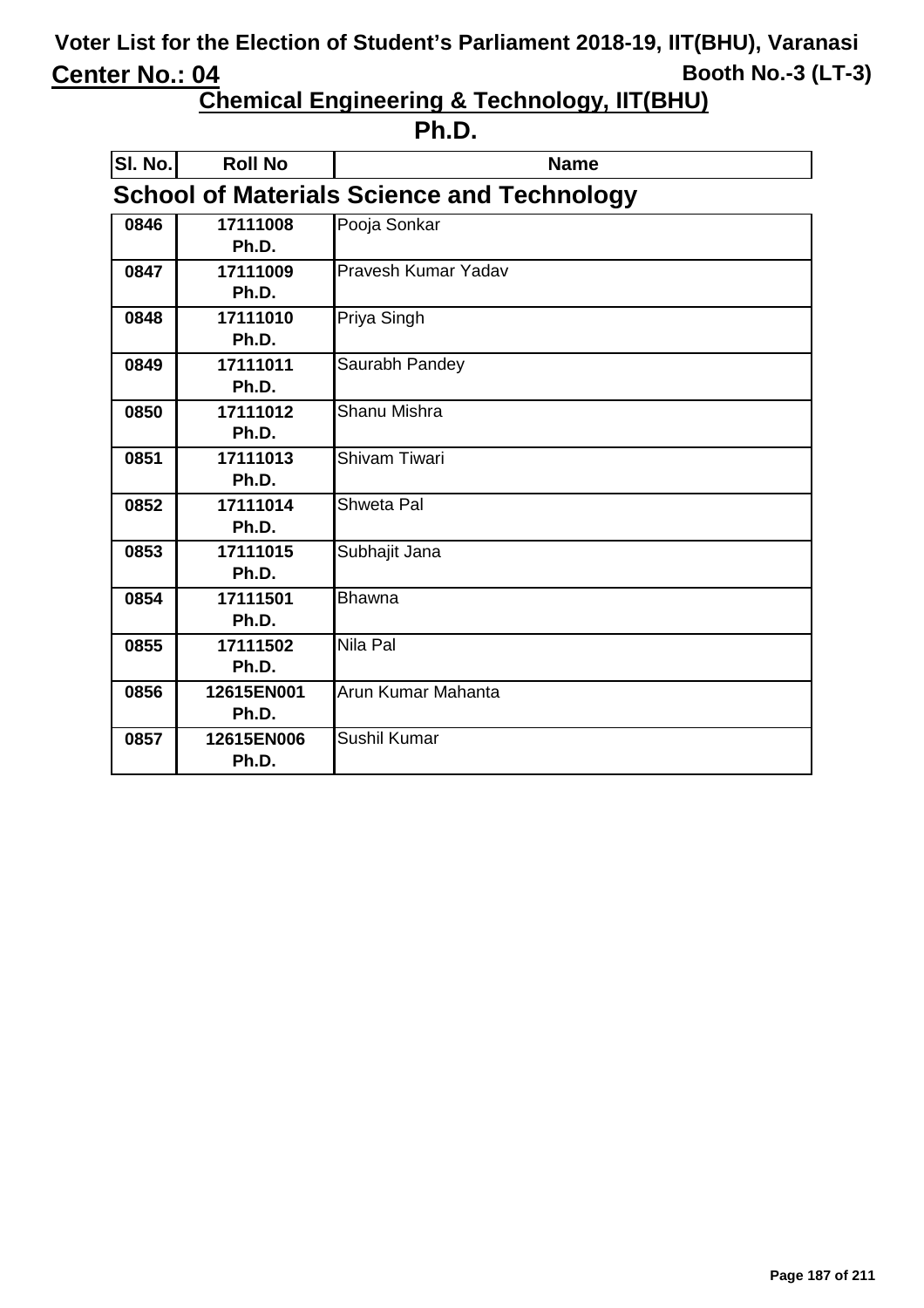# Voter List for the Election of Student's Parliament 2018-19, IIT(BHU), Varanasi

**Center No.: 04** **Booth No.-3 (LT-3)**

## Chemical Engineering & Technology, IIT(BHU)

### Ph.D.

### School of Materials Science and Technology

| Sl. No. | Roll No | Name |
|---|---|---|
| 0846 | 17111008 Ph.D. | Pooja Sonkar |
| 0847 | 17111009 Ph.D. | Pravesh Kumar Yadav |
| 0848 | 17111010 Ph.D. | Priya Singh |
| 0849 | 17111011 Ph.D. | Saurabh Pandey |
| 0850 | 17111012 Ph.D. | Shanu Mishra |
| 0851 | 17111013 Ph.D. | Shivam Tiwari |
| 0852 | 17111014 Ph.D. | Shweta Pal |
| 0853 | 17111015 Ph.D. | Subhajit Jana |
| 0854 | 17111501 Ph.D. | Bhawna |
| 0855 | 17111502 Ph.D. | Nila Pal |
| 0856 | 12615EN001 Ph.D. | Arun Kumar Mahanta |
| 0857 | 12615EN006 Ph.D. | Sushil Kumar |